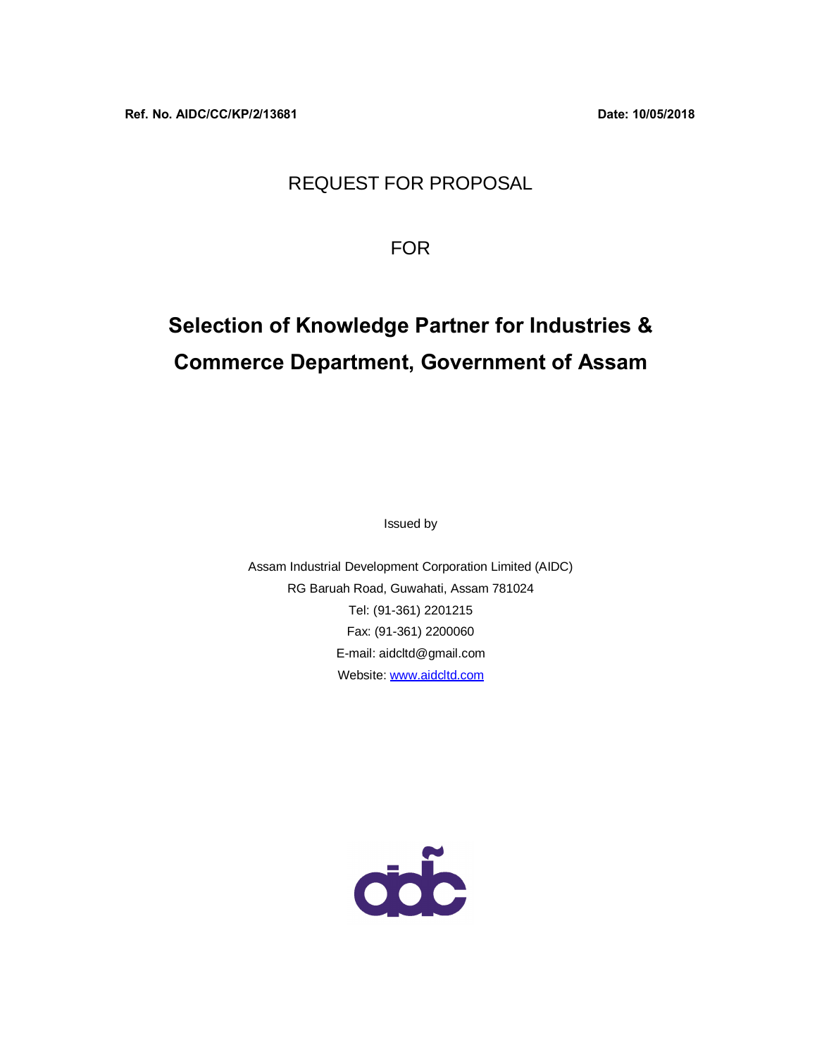**Ref. No. AIDC/CC/KP/2/13681** **Date: 10/05/2018**

REQUEST FOR PROPOSAL

FOR

# Selection of Knowledge Partner for Industries & Commerce Department, Government of Assam

Issued by

Assam Industrial Development Corporation Limited (AIDC)
RG Baruah Road, Guwahati, Assam 781024
Tel: (91-361) 2201215
Fax: (91-361) 2200060
E-mail: aidcltd@gmail.com
Website: [www.aidcltd.com](www.aidcltd.com)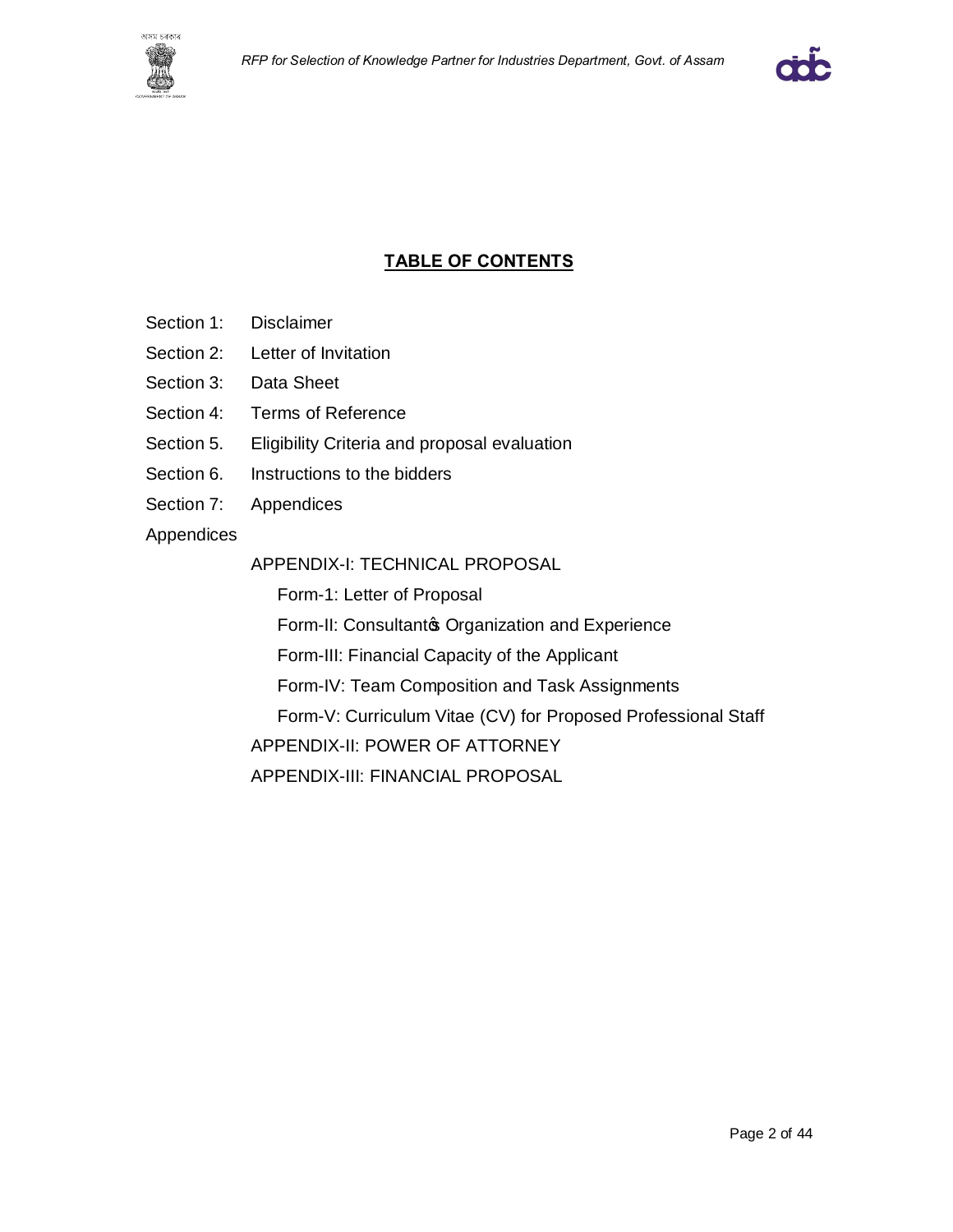## TABLE OF CONTENTS

Section 1: Disclaimer

Section 2: Letter of Invitation

Section 3: Data Sheet

Section 4: Terms of Reference

Section 5. Eligibility Criteria and proposal evaluation

Section 6. Instructions to the bidders

Section 7: Appendices

Appendices

- APPENDIX-I: TECHNICAL PROPOSAL
  - Form-1: Letter of Proposal
  - Form-II: Consultant's Organization and Experience
  - Form-III: Financial Capacity of the Applicant
  - Form-IV: Team Composition and Task Assignments
  - Form-V: Curriculum Vitae (CV) for Proposed Professional Staff
- APPENDIX-II: POWER OF ATTORNEY
- APPENDIX-III: FINANCIAL PROPOSAL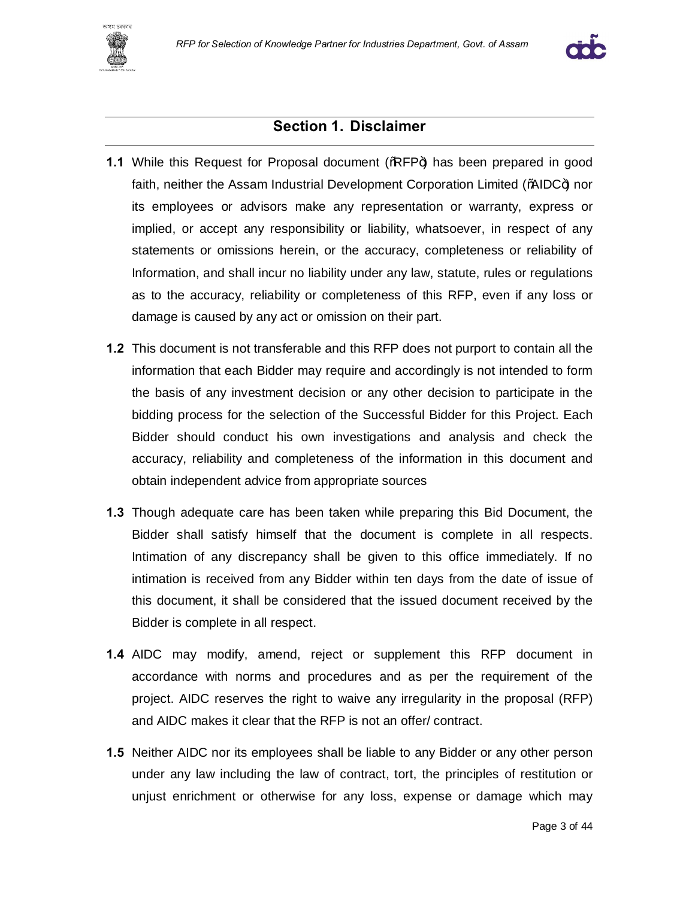## Section 1. Disclaimer

**1.1** While this Request for Proposal document (“RFP”) has been prepared in good faith, neither the Assam Industrial Development Corporation Limited (“AIDC”) nor its employees or advisors make any representation or warranty, express or implied, or accept any responsibility or liability, whatsoever, in respect of any statements or omissions herein, or the accuracy, completeness or reliability of Information, and shall incur no liability under any law, statute, rules or regulations as to the accuracy, reliability or completeness of this RFP, even if any loss or damage is caused by any act or omission on their part.

**1.2** This document is not transferable and this RFP does not purport to contain all the information that each Bidder may require and accordingly is not intended to form the basis of any investment decision or any other decision to participate in the bidding process for the selection of the Successful Bidder for this Project. Each Bidder should conduct his own investigations and analysis and check the accuracy, reliability and completeness of the information in this document and obtain independent advice from appropriate sources

**1.3** Though adequate care has been taken while preparing this Bid Document, the Bidder shall satisfy himself that the document is complete in all respects. Intimation of any discrepancy shall be given to this office immediately. If no intimation is received from any Bidder within ten days from the date of issue of this document, it shall be considered that the issued document received by the Bidder is complete in all respect.

**1.4** AIDC may modify, amend, reject or supplement this RFP document in accordance with norms and procedures and as per the requirement of the project. AIDC reserves the right to waive any irregularity in the proposal (RFP) and AIDC makes it clear that the RFP is not an offer/ contract.

**1.5** Neither AIDC nor its employees shall be liable to any Bidder or any other person under any law including the law of contract, tort, the principles of restitution or unjust enrichment or otherwise for any loss, expense or damage which may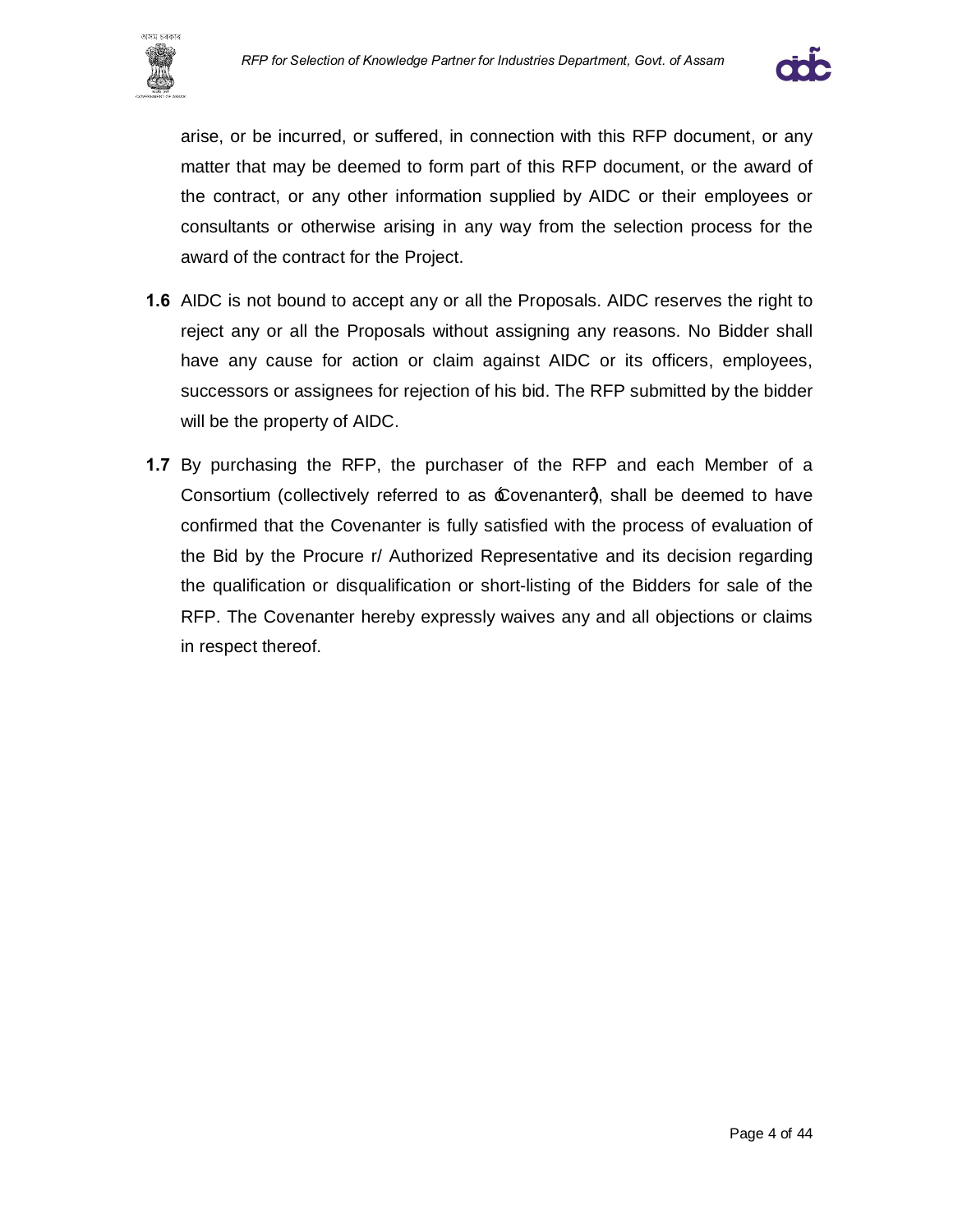arise, or be incurred, or suffered, in connection with this RFP document, or any matter that may be deemed to form part of this RFP document, or the award of the contract, or any other information supplied by AIDC or their employees or consultants or otherwise arising in any way from the selection process for the award of the contract for the Project.

**1.6** AIDC is not bound to accept any or all the Proposals. AIDC reserves the right to reject any or all the Proposals without assigning any reasons. No Bidder shall have any cause for action or claim against AIDC or its officers, employees, successors or assignees for rejection of his bid. The RFP submitted by the bidder will be the property of AIDC.

**1.7** By purchasing the RFP, the purchaser of the RFP and each Member of a Consortium (collectively referred to as "Covenanter"), shall be deemed to have confirmed that the Covenanter is fully satisfied with the process of evaluation of the Bid by the Procure r/ Authorized Representative and its decision regarding the qualification or disqualification or short-listing of the Bidders for sale of the RFP. The Covenanter hereby expressly waives any and all objections or claims in respect thereof.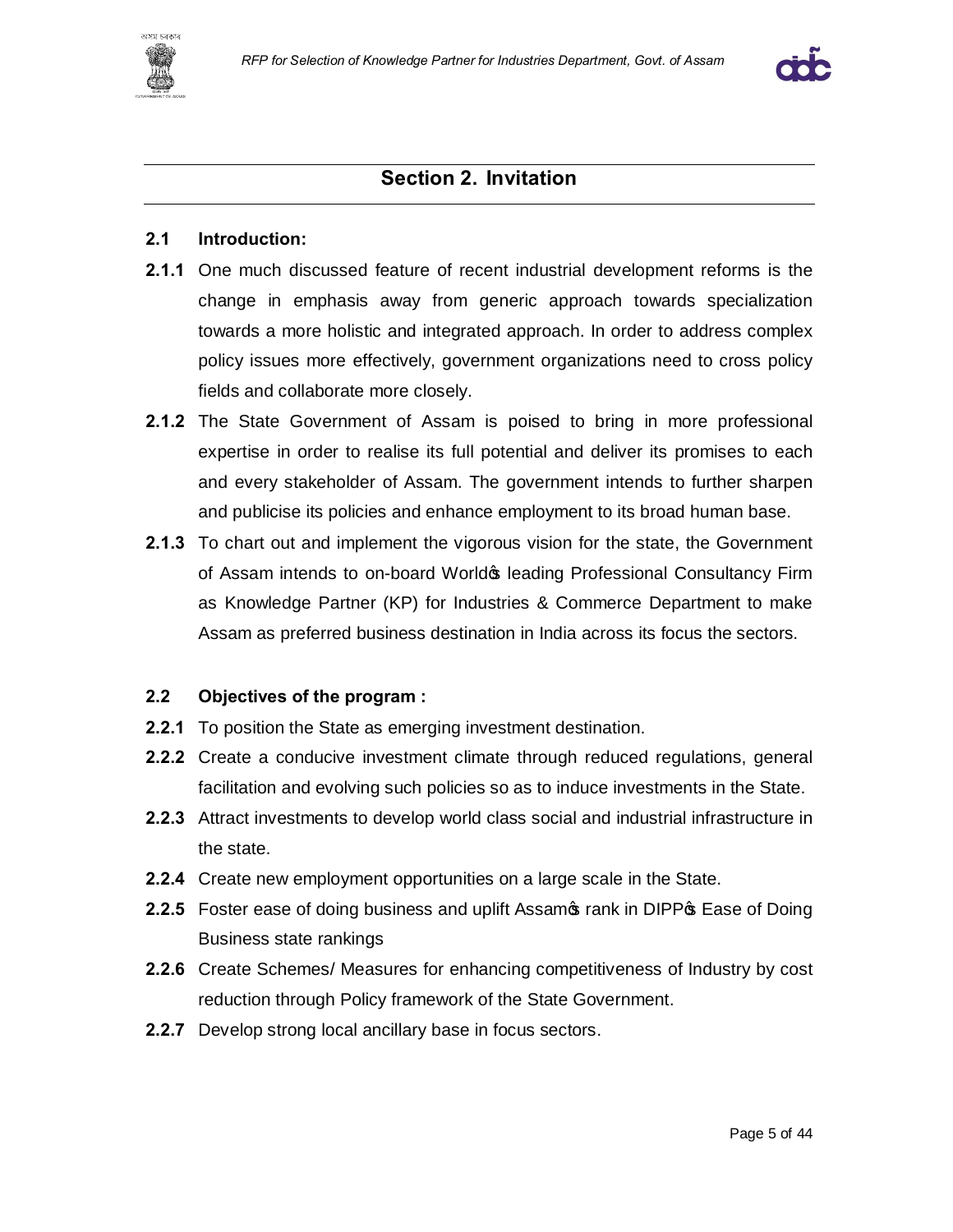## Section 2. Invitation

### 2.1 Introduction:

**2.1.1** One much discussed feature of recent industrial development reforms is the change in emphasis away from generic approach towards specialization towards a more holistic and integrated approach. In order to address complex policy issues more effectively, government organizations need to cross policy fields and collaborate more closely.

**2.1.2** The State Government of Assam is poised to bring in more professional expertise in order to realise its full potential and deliver its promises to each and every stakeholder of Assam. The government intends to further sharpen and publicise its policies and enhance employment to its broad human base.

**2.1.3** To chart out and implement the vigorous vision for the state, the Government of Assam intends to on-board World's leading Professional Consultancy Firm as Knowledge Partner (KP) for Industries & Commerce Department to make Assam as preferred business destination in India across its focus the sectors.

### 2.2 Objectives of the program :

**2.2.1** To position the State as emerging investment destination.

**2.2.2** Create a conducive investment climate through reduced regulations, general facilitation and evolving such policies so as to induce investments in the State.

**2.2.3** Attract investments to develop world class social and industrial infrastructure in the state.

**2.2.4** Create new employment opportunities on a large scale in the State.

**2.2.5** Foster ease of doing business and uplift Assam's rank in DIPP's Ease of Doing Business state rankings

**2.2.6** Create Schemes/ Measures for enhancing competitiveness of Industry by cost reduction through Policy framework of the State Government.

**2.2.7** Develop strong local ancillary base in focus sectors.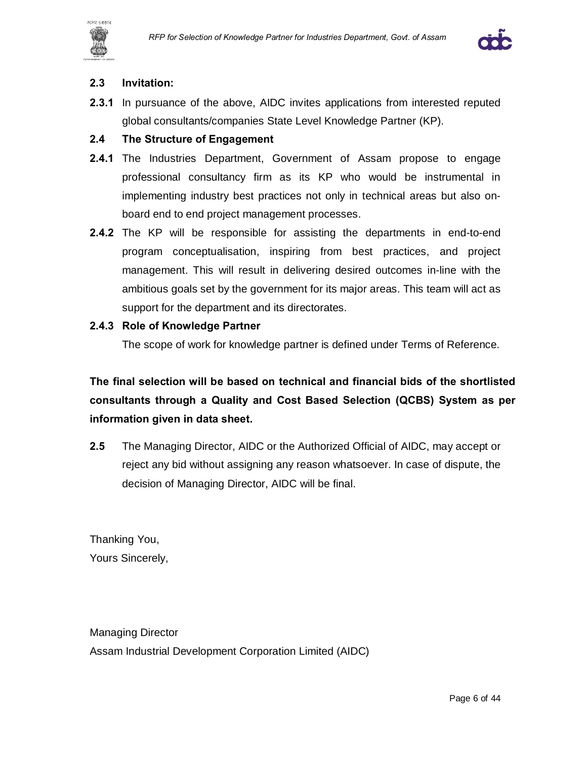### 2.3 Invitation:

**2.3.1** In pursuance of the above, AIDC invites applications from interested reputed global consultants/companies State Level Knowledge Partner (KP).

### 2.4 The Structure of Engagement

**2.4.1** The Industries Department, Government of Assam propose to engage professional consultancy firm as its KP who would be instrumental in implementing industry best practices not only in technical areas but also on-board end to end project management processes.

**2.4.2** The KP will be responsible for assisting the departments in end-to-end program conceptualisation, inspiring from best practices, and project management. This will result in delivering desired outcomes in-line with the ambitious goals set by the government for its major areas. This team will act as support for the department and its directorates.

**2.4.3 Role of Knowledge Partner**

The scope of work for knowledge partner is defined under Terms of Reference.

**The final selection will be based on technical and financial bids of the shortlisted consultants through a Quality and Cost Based Selection (QCBS) System as per information given in data sheet.**

**2.5** The Managing Director, AIDC or the Authorized Official of AIDC, may accept or reject any bid without assigning any reason whatsoever. In case of dispute, the decision of Managing Director, AIDC will be final.

Thanking You,
Yours Sincerely,

Managing Director
Assam Industrial Development Corporation Limited (AIDC)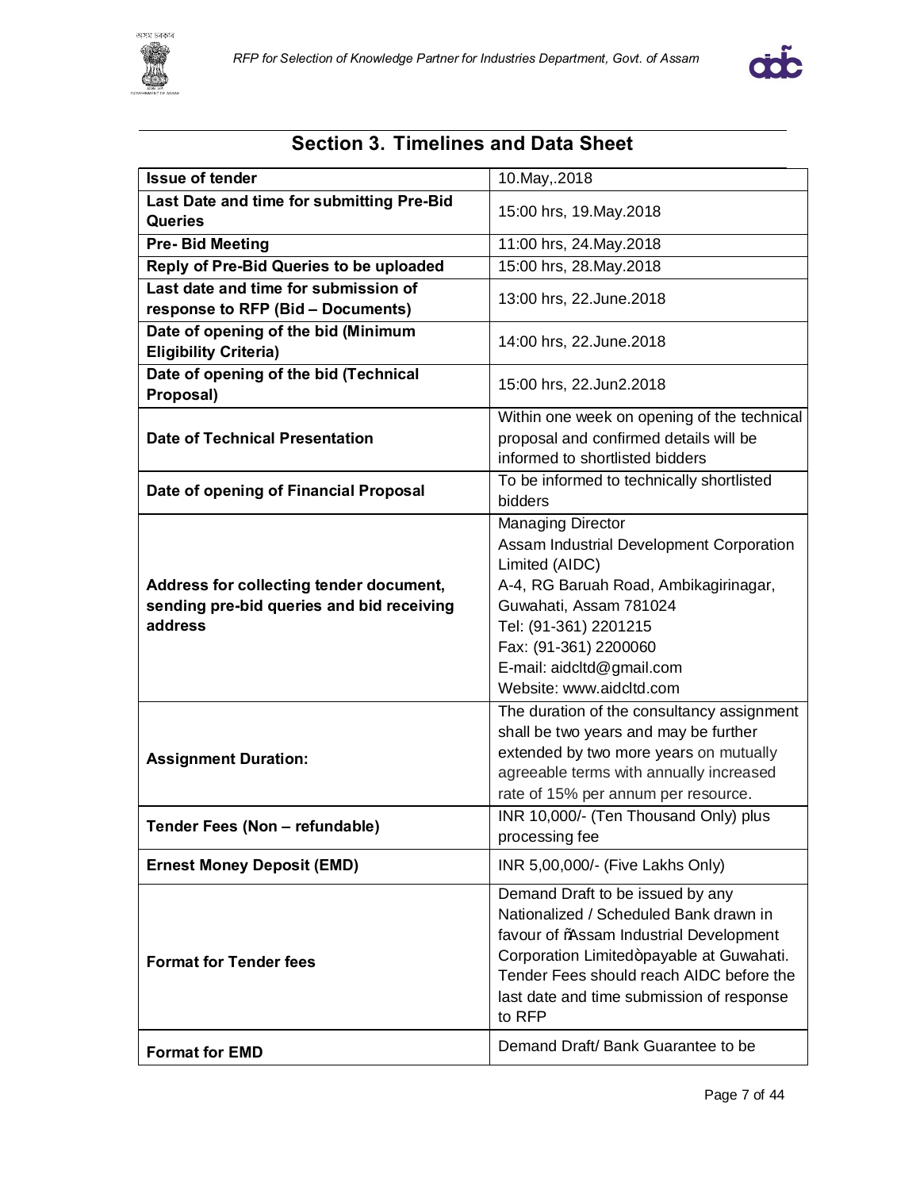## Section 3. Timelines and Data Sheet

| | |
|---|---|
| **Issue of tender** | 10.May,.2018 |
| **Last Date and time for submitting Pre-Bid Queries** | 15:00 hrs, 19.May.2018 |
| **Pre- Bid Meeting** | 11:00 hrs, 24.May.2018 |
| **Reply of Pre-Bid Queries to be uploaded** | 15:00 hrs, 28.May.2018 |
| **Last date and time for submission of response to RFP (Bid – Documents)** | 13:00 hrs, 22.June.2018 |
| **Date of opening of the bid (Minimum Eligibility Criteria)** | 14:00 hrs, 22.June.2018 |
| **Date of opening of the bid (Technical Proposal)** | 15:00 hrs, 22.Jun2.2018 |
| **Date of Technical Presentation** | Within one week on opening of the technical proposal and confirmed details will be informed to shortlisted bidders |
| **Date of opening of Financial Proposal** | To be informed to technically shortlisted bidders |
| **Address for collecting tender document, sending pre-bid queries and bid receiving address** | Managing Director<br>Assam Industrial Development Corporation Limited (AIDC)<br>A-4, RG Baruah Road, Ambikagirinagar, Guwahati, Assam 781024<br>Tel: (91-361) 2201215<br>Fax: (91-361) 2200060<br>E-mail: aidcltd@gmail.com<br>Website: www.aidcltd.com |
| **Assignment Duration:** | The duration of the consultancy assignment shall be two years and may be further extended by two more years on mutually agreeable terms with annually increased rate of 15% per annum per resource. |
| **Tender Fees (Non – refundable)** | INR 10,000/- (Ten Thousand Only) plus processing fee |
| **Ernest Money Deposit (EMD)** | INR 5,00,000/- (Five Lakhs Only) |
| **Format for Tender fees** | Demand Draft to be issued by any Nationalized / Scheduled Bank drawn in favour of "Assam Industrial Development Corporation Limited" payable at Guwahati. Tender Fees should reach AIDC before the last date and time submission of response to RFP |
| **Format for EMD** | Demand Draft/ Bank Guarantee to be |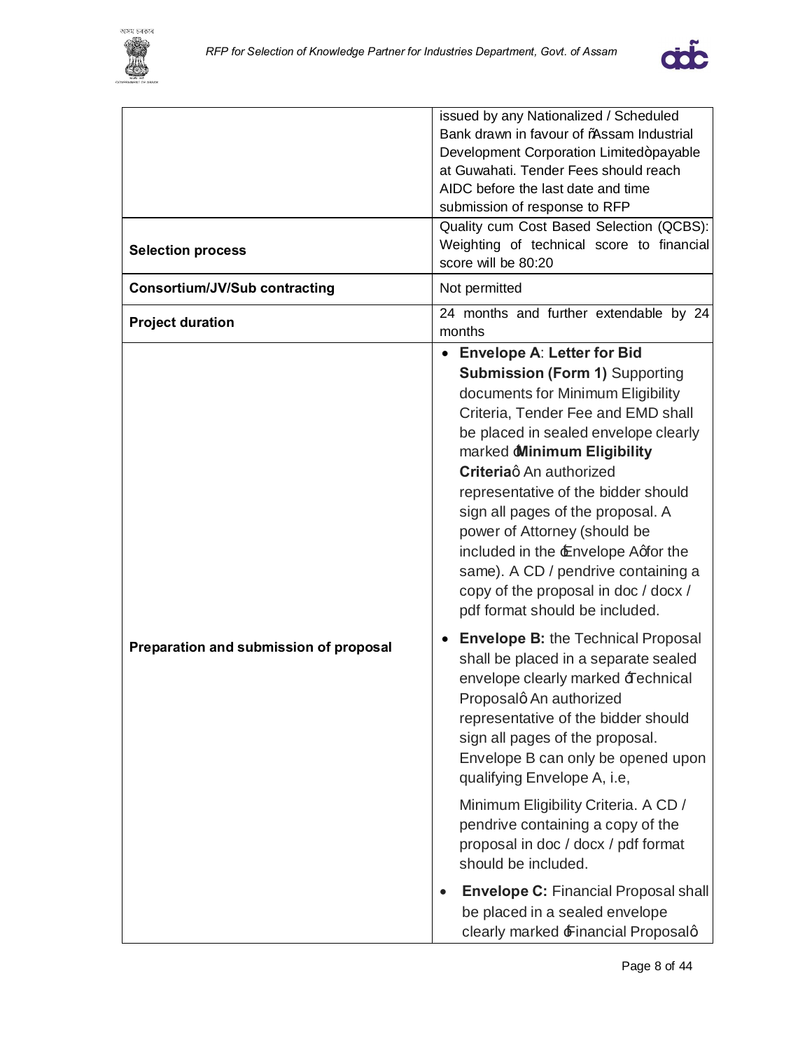| | |
|---|---|
| | issued by any Nationalized / Scheduled Bank drawn in favour of "Assam Industrial Development Corporation Limited" payable at Guwahati. Tender Fees should reach AIDC before the last date and time submission of response to RFP |
| **Selection process** | Quality cum Cost Based Selection (QCBS): Weighting of technical score to financial score will be 80:20 |
| **Consortium/JV/Sub contracting** | Not permitted |
| **Project duration** | 24 months and further extendable by 24 months |
| **Preparation and submission of proposal** | • **Envelope A**: **Letter for Bid Submission (Form 1)** Supporting documents for Minimum Eligibility Criteria, Tender Fee and EMD shall be placed in sealed envelope clearly marked "**Minimum Eligibility Criteria**" An authorized representative of the bidder should sign all pages of the proposal. A power of Attorney (should be included in the "Envelope A" for the same). A CD / pendrive containing a copy of the proposal in doc / docx / pdf format should be included.<br><br>• **Envelope B:** the Technical Proposal shall be placed in a separate sealed envelope clearly marked "Technical Proposal" An authorized representative of the bidder should sign all pages of the proposal. Envelope B can only be opened upon qualifying Envelope A, i.e,<br><br>Minimum Eligibility Criteria. A CD / pendrive containing a copy of the proposal in doc / docx / pdf format should be included.<br><br>• **Envelope C:** Financial Proposal shall be placed in a sealed envelope clearly marked "Financial Proposal" |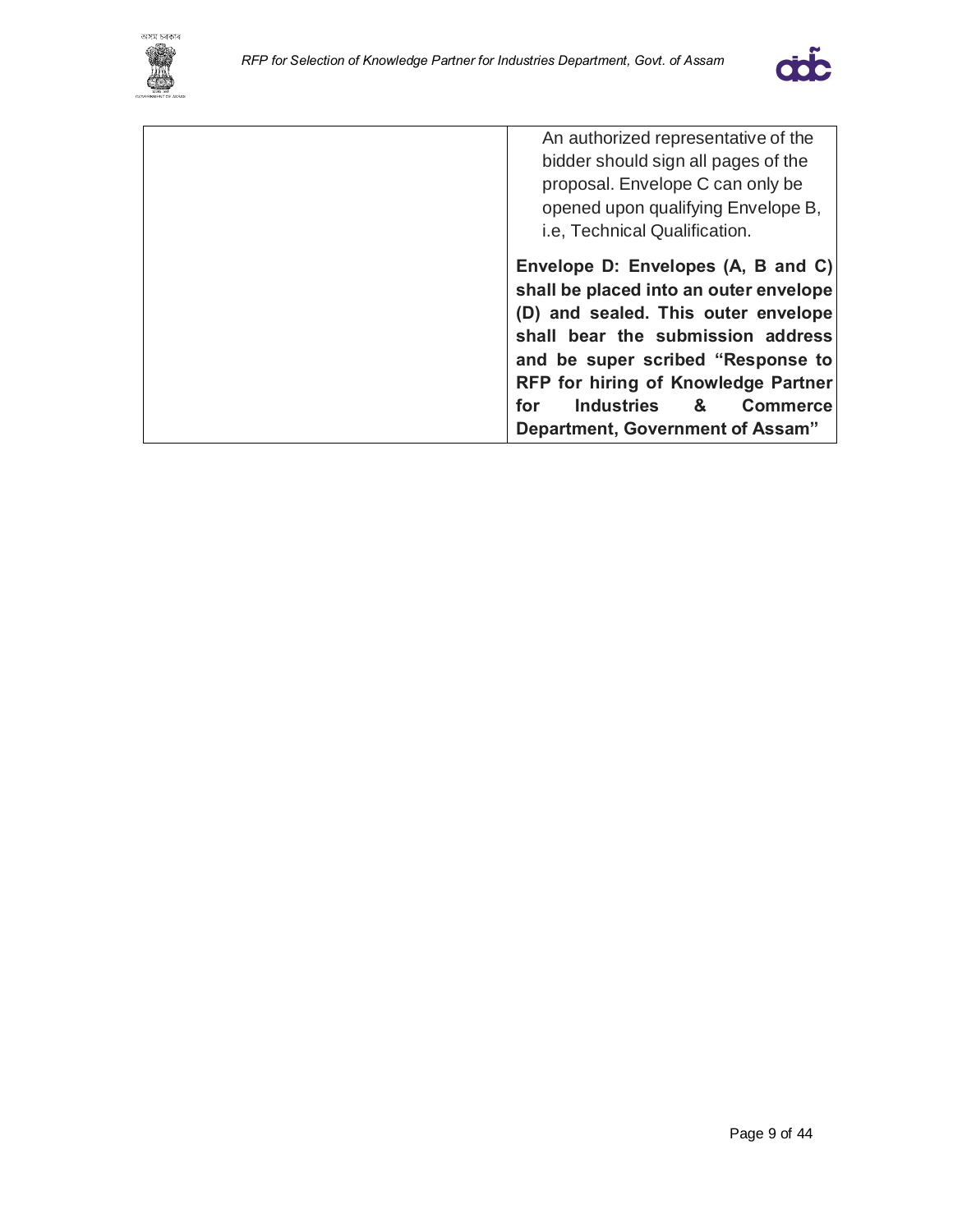| | |
|---|---|
| | An authorized representative of the bidder should sign all pages of the proposal. Envelope C can only be opened upon qualifying Envelope B, i.e, Technical Qualification.<br><br>**Envelope D: Envelopes (A, B and C) shall be placed into an outer envelope (D) and sealed. This outer envelope shall bear the submission address and be super scribed "Response to RFP for hiring of Knowledge Partner for Industries & Commerce Department, Government of Assam"** |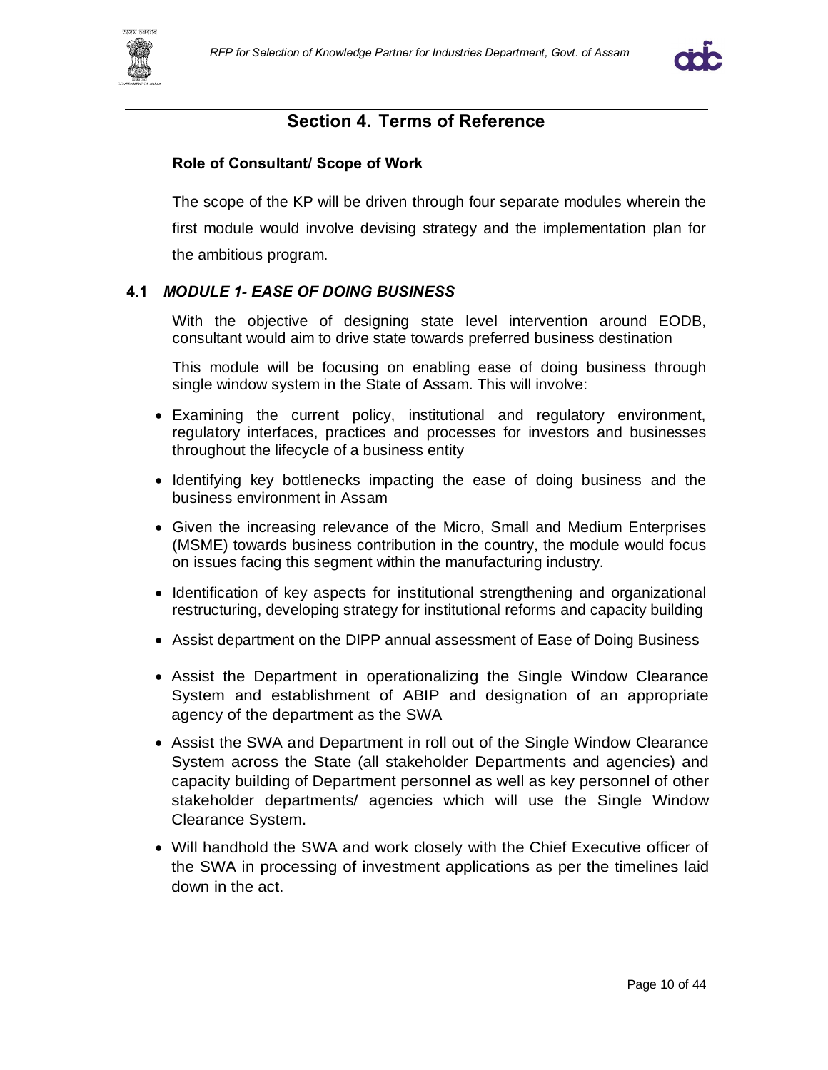# Section 4. Terms of Reference

**Role of Consultant/ Scope of Work**

The scope of the KP will be driven through four separate modules wherein the first module would involve devising strategy and the implementation plan for the ambitious program.

## 4.1 *MODULE 1- EASE OF DOING BUSINESS*

With the objective of designing state level intervention around EODB, consultant would aim to drive state towards preferred business destination

This module will be focusing on enabling ease of doing business through single window system in the State of Assam. This will involve:

- Examining the current policy, institutional and regulatory environment, regulatory interfaces, practices and processes for investors and businesses throughout the lifecycle of a business entity
- Identifying key bottlenecks impacting the ease of doing business and the business environment in Assam
- Given the increasing relevance of the Micro, Small and Medium Enterprises (MSME) towards business contribution in the country, the module would focus on issues facing this segment within the manufacturing industry.
- Identification of key aspects for institutional strengthening and organizational restructuring, developing strategy for institutional reforms and capacity building
- Assist department on the DIPP annual assessment of Ease of Doing Business
- Assist the Department in operationalizing the Single Window Clearance System and establishment of ABIP and designation of an appropriate agency of the department as the SWA
- Assist the SWA and Department in roll out of the Single Window Clearance System across the State (all stakeholder Departments and agencies) and capacity building of Department personnel as well as key personnel of other stakeholder departments/ agencies which will use the Single Window Clearance System.
- Will handhold the SWA and work closely with the Chief Executive officer of the SWA in processing of investment applications as per the timelines laid down in the act.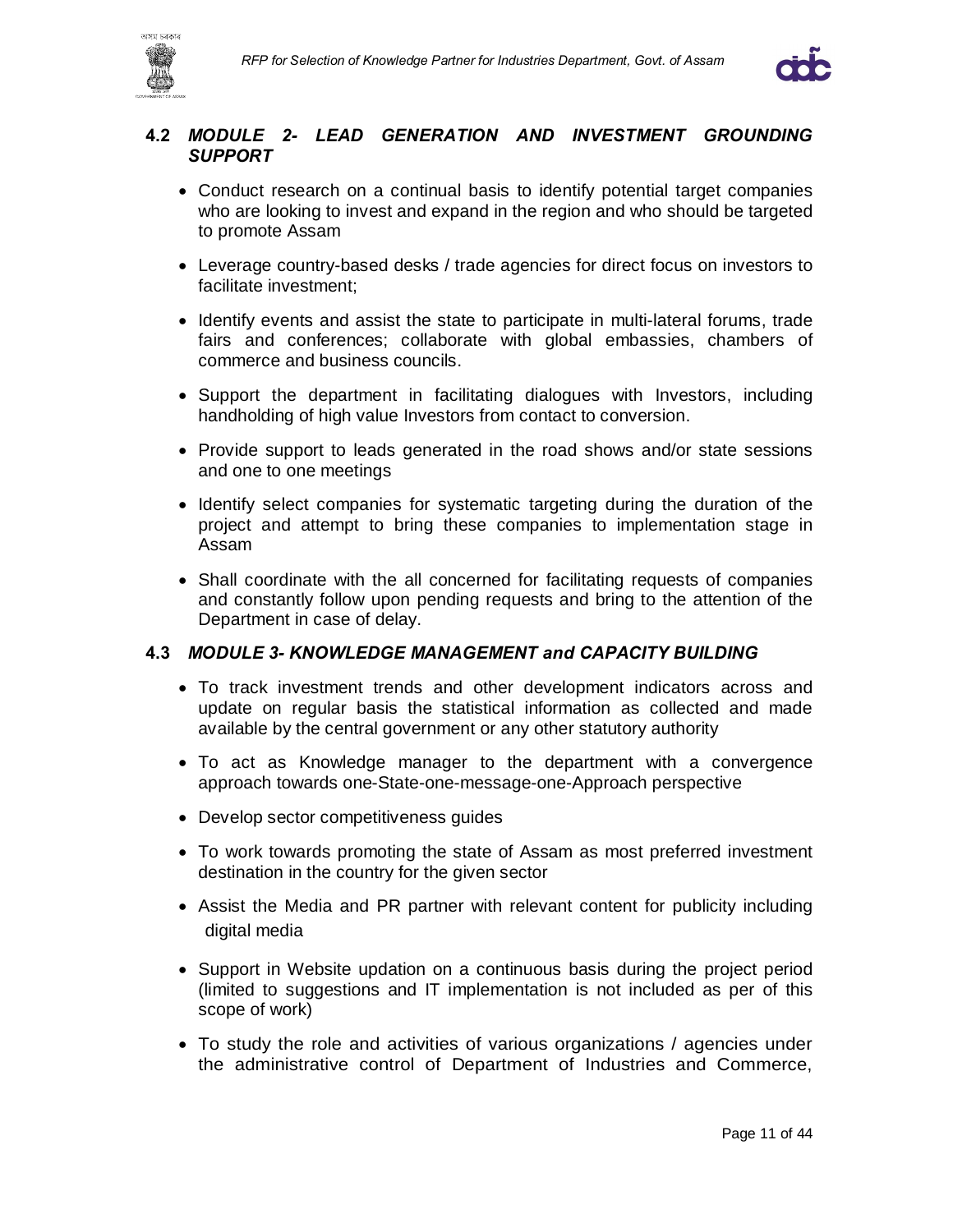### 4.2 *MODULE 2- LEAD GENERATION AND INVESTMENT GROUNDING SUPPORT*

- Conduct research on a continual basis to identify potential target companies who are looking to invest and expand in the region and who should be targeted to promote Assam
- Leverage country-based desks / trade agencies for direct focus on investors to facilitate investment;
- Identify events and assist the state to participate in multi-lateral forums, trade fairs and conferences; collaborate with global embassies, chambers of commerce and business councils.
- Support the department in facilitating dialogues with Investors, including handholding of high value Investors from contact to conversion.
- Provide support to leads generated in the road shows and/or state sessions and one to one meetings
- Identify select companies for systematic targeting during the duration of the project and attempt to bring these companies to implementation stage in Assam
- Shall coordinate with the all concerned for facilitating requests of companies and constantly follow upon pending requests and bring to the attention of the Department in case of delay.

### 4.3 *MODULE 3- KNOWLEDGE MANAGEMENT and CAPACITY BUILDING*

- To track investment trends and other development indicators across and update on regular basis the statistical information as collected and made available by the central government or any other statutory authority
- To act as Knowledge manager to the department with a convergence approach towards one-State-one-message-one-Approach perspective
- Develop sector competitiveness guides
- To work towards promoting the state of Assam as most preferred investment destination in the country for the given sector
- Assist the Media and PR partner with relevant content for publicity including digital media
- Support in Website updation on a continuous basis during the project period (limited to suggestions and IT implementation is not included as per of this scope of work)
- To study the role and activities of various organizations / agencies under the administrative control of Department of Industries and Commerce,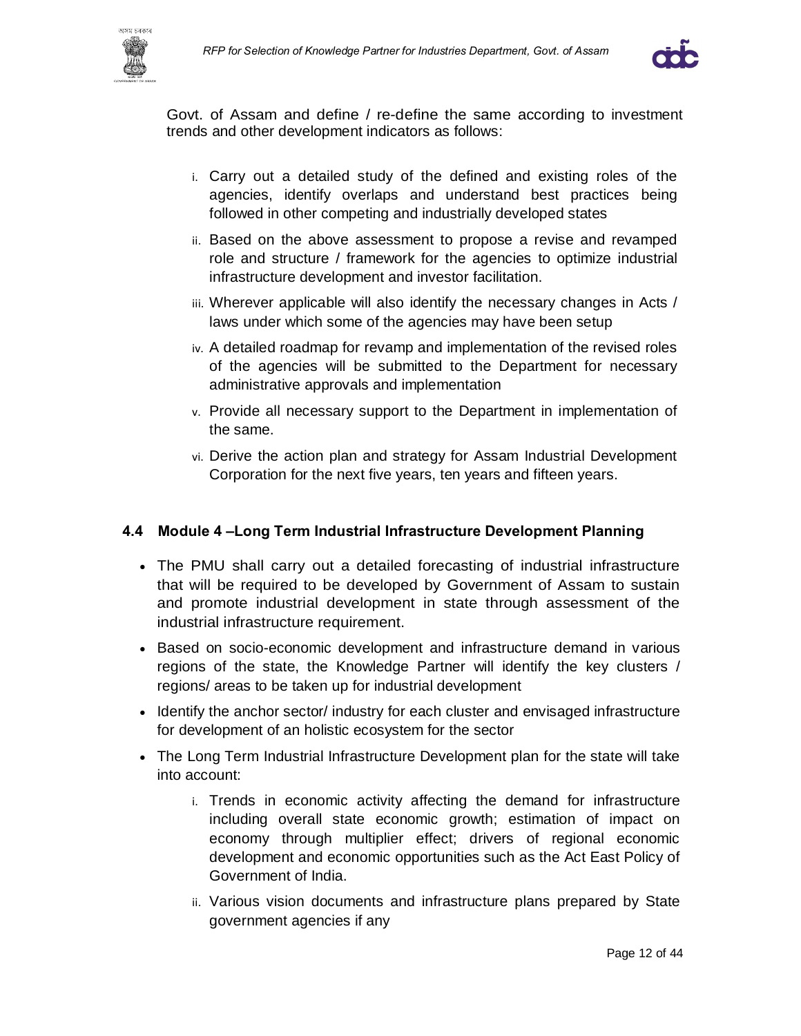Govt. of Assam and define / re-define the same according to investment trends and other development indicators as follows:

i. Carry out a detailed study of the defined and existing roles of the agencies, identify overlaps and understand best practices being followed in other competing and industrially developed states

ii. Based on the above assessment to propose a revise and revamped role and structure / framework for the agencies to optimize industrial infrastructure development and investor facilitation.

iii. Wherever applicable will also identify the necessary changes in Acts / laws under which some of the agencies may have been setup

iv. A detailed roadmap for revamp and implementation of the revised roles of the agencies will be submitted to the Department for necessary administrative approvals and implementation

v. Provide all necessary support to the Department in implementation of the same.

vi. Derive the action plan and strategy for Assam Industrial Development Corporation for the next five years, ten years and fifteen years.

### 4.4 Module 4 –Long Term Industrial Infrastructure Development Planning

- The PMU shall carry out a detailed forecasting of industrial infrastructure that will be required to be developed by Government of Assam to sustain and promote industrial development in state through assessment of the industrial infrastructure requirement.
- Based on socio-economic development and infrastructure demand in various regions of the state, the Knowledge Partner will identify the key clusters / regions/ areas to be taken up for industrial development
- Identify the anchor sector/ industry for each cluster and envisaged infrastructure for development of an holistic ecosystem for the sector
- The Long Term Industrial Infrastructure Development plan for the state will take into account:

  i. Trends in economic activity affecting the demand for infrastructure including overall state economic growth; estimation of impact on economy through multiplier effect; drivers of regional economic development and economic opportunities such as the Act East Policy of Government of India.

  ii. Various vision documents and infrastructure plans prepared by State government agencies if any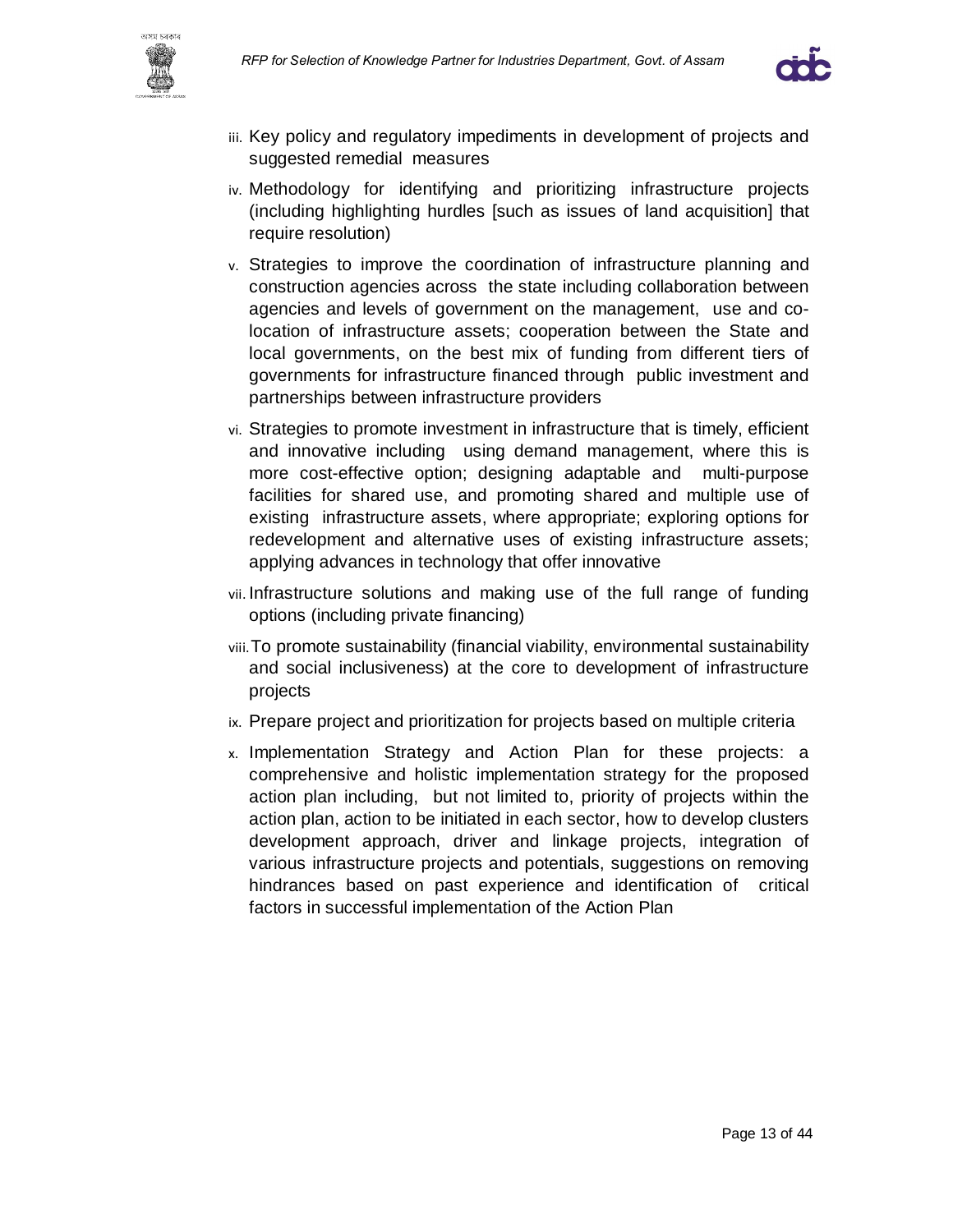iii. Key policy and regulatory impediments in development of projects and suggested remedial measures

iv. Methodology for identifying and prioritizing infrastructure projects (including highlighting hurdles [such as issues of land acquisition] that require resolution)

v. Strategies to improve the coordination of infrastructure planning and construction agencies across the state including collaboration between agencies and levels of government on the management, use and co-location of infrastructure assets; cooperation between the State and local governments, on the best mix of funding from different tiers of governments for infrastructure financed through public investment and partnerships between infrastructure providers

vi. Strategies to promote investment in infrastructure that is timely, efficient and innovative including using demand management, where this is more cost-effective option; designing adaptable and multi-purpose facilities for shared use, and promoting shared and multiple use of existing infrastructure assets, where appropriate; exploring options for redevelopment and alternative uses of existing infrastructure assets; applying advances in technology that offer innovative

vii. Infrastructure solutions and making use of the full range of funding options (including private financing)

viii. To promote sustainability (financial viability, environmental sustainability and social inclusiveness) at the core to development of infrastructure projects

ix. Prepare project and prioritization for projects based on multiple criteria

x. Implementation Strategy and Action Plan for these projects: a comprehensive and holistic implementation strategy for the proposed action plan including, but not limited to, priority of projects within the action plan, action to be initiated in each sector, how to develop clusters development approach, driver and linkage projects, integration of various infrastructure projects and potentials, suggestions on removing hindrances based on past experience and identification of critical factors in successful implementation of the Action Plan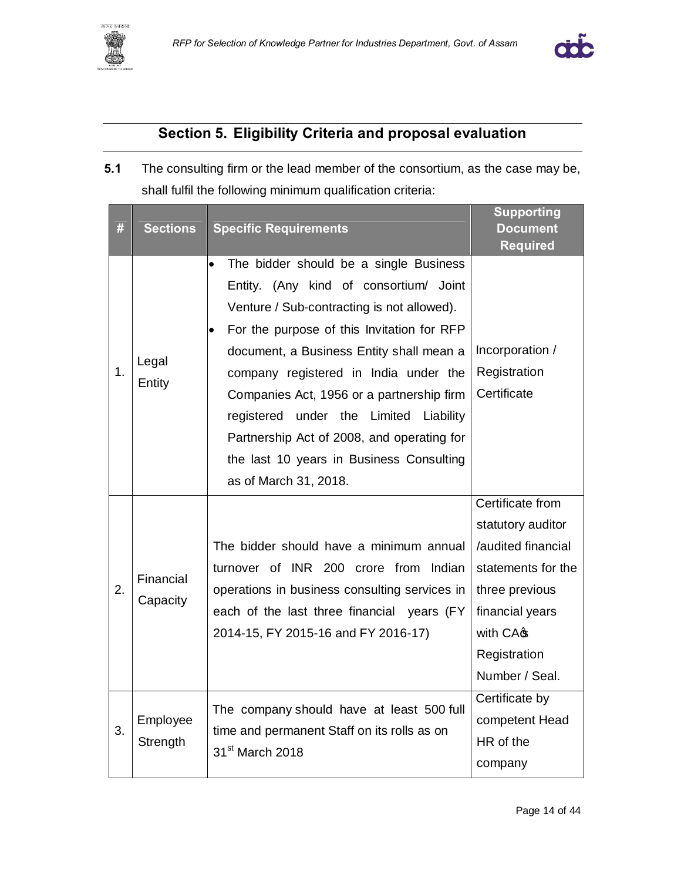# Section 5. Eligibility Criteria and proposal evaluation

**5.1** The consulting firm or the lead member of the consortium, as the case may be, shall fulfil the following minimum qualification criteria:

| # | Sections | Specific Requirements | Supporting Document Required |
|---|---|---|---|
| 1. | Legal Entity | • The bidder should be a single Business Entity. (Any kind of consortium/ Joint Venture / Sub-contracting is not allowed).<br>• For the purpose of this Invitation for RFP document, a Business Entity shall mean a company registered in India under the Companies Act, 1956 or a partnership firm registered under the Limited Liability Partnership Act of 2008, and operating for the last 10 years in Business Consulting as of March 31, 2018. | Incorporation / Registration Certificate |
| 2. | Financial Capacity | The bidder should have a minimum annual turnover of INR 200 crore from Indian operations in business consulting services in each of the last three financial years (FY 2014-15, FY 2015-16 and FY 2016-17) | Certificate from statutory auditor /audited financial statements for the three previous financial years with CA's Registration Number / Seal. |
| 3. | Employee Strength | The company should have at least 500 full time and permanent Staff on its rolls as on 31st March 2018 | Certificate by competent Head HR of the company |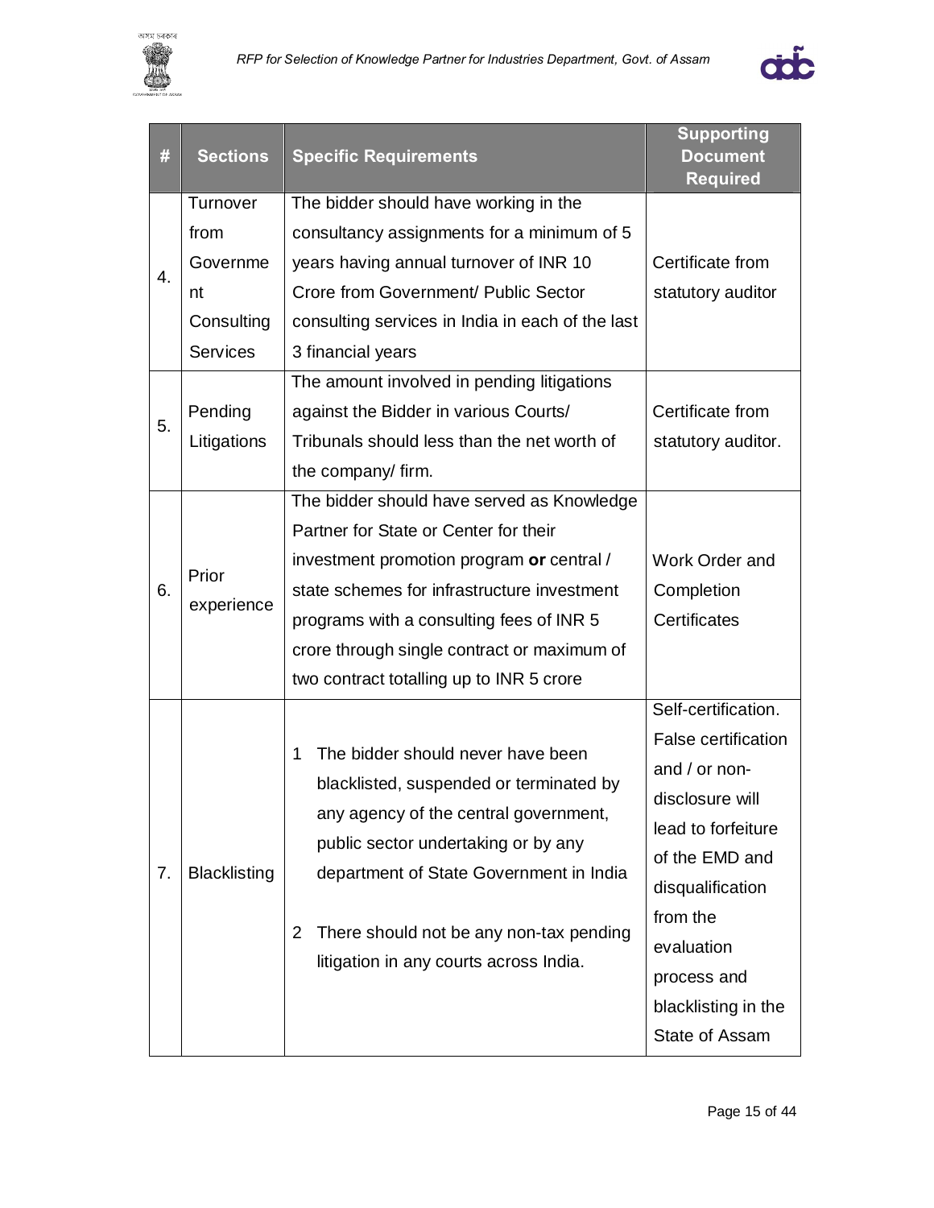| # | Sections | Specific Requirements | Supporting Document Required |
|---|---|---|---|
| 4. | Turnover from Government Consulting Services | The bidder should have working in the consultancy assignments for a minimum of 5 years having annual turnover of INR 10 Crore from Government/ Public Sector consulting services in India in each of the last 3 financial years | Certificate from statutory auditor |
| 5. | Pending Litigations | The amount involved in pending litigations against the Bidder in various Courts/ Tribunals should less than the net worth of the company/ firm. | Certificate from statutory auditor. |
| 6. | Prior experience | The bidder should have served as Knowledge Partner for State or Center for their investment promotion program **or** central / state schemes for infrastructure investment programs with a consulting fees of INR 5 crore through single contract or maximum of two contract totalling up to INR 5 crore | Work Order and Completion Certificates |
| 7. | Blacklisting | 1 The bidder should never have been blacklisted, suspended or terminated by any agency of the central government, public sector undertaking or by any department of State Government in India<br><br>2 There should not be any non-tax pending litigation in any courts across India. | Self-certification. False certification and / or non-disclosure will lead to forfeiture of the EMD and disqualification from the evaluation process and blacklisting in the State of Assam |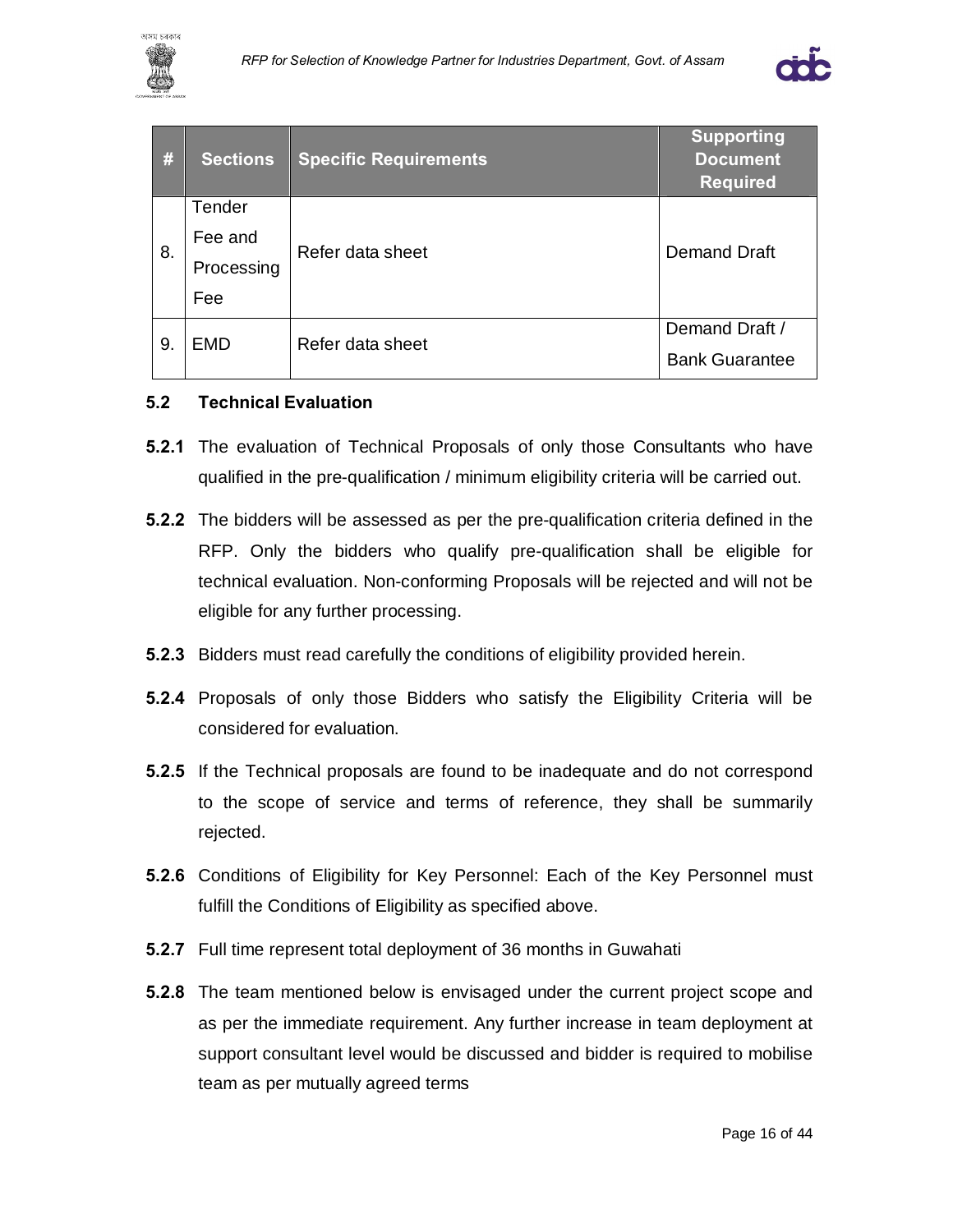| # | Sections | Specific Requirements | Supporting Document Required |
|---|---|---|---|
| 8. | Tender Fee and Processing Fee | Refer data sheet | Demand Draft |
| 9. | EMD | Refer data sheet | Demand Draft / Bank Guarantee |

### 5.2 Technical Evaluation

**5.2.1** The evaluation of Technical Proposals of only those Consultants who have qualified in the pre-qualification / minimum eligibility criteria will be carried out.

**5.2.2** The bidders will be assessed as per the pre-qualification criteria defined in the RFP. Only the bidders who qualify pre-qualification shall be eligible for technical evaluation. Non-conforming Proposals will be rejected and will not be eligible for any further processing.

**5.2.3** Bidders must read carefully the conditions of eligibility provided herein.

**5.2.4** Proposals of only those Bidders who satisfy the Eligibility Criteria will be considered for evaluation.

**5.2.5** If the Technical proposals are found to be inadequate and do not correspond to the scope of service and terms of reference, they shall be summarily rejected.

**5.2.6** Conditions of Eligibility for Key Personnel: Each of the Key Personnel must fulfill the Conditions of Eligibility as specified above.

**5.2.7** Full time represent total deployment of 36 months in Guwahati

**5.2.8** The team mentioned below is envisaged under the current project scope and as per the immediate requirement. Any further increase in team deployment at support consultant level would be discussed and bidder is required to mobilise team as per mutually agreed terms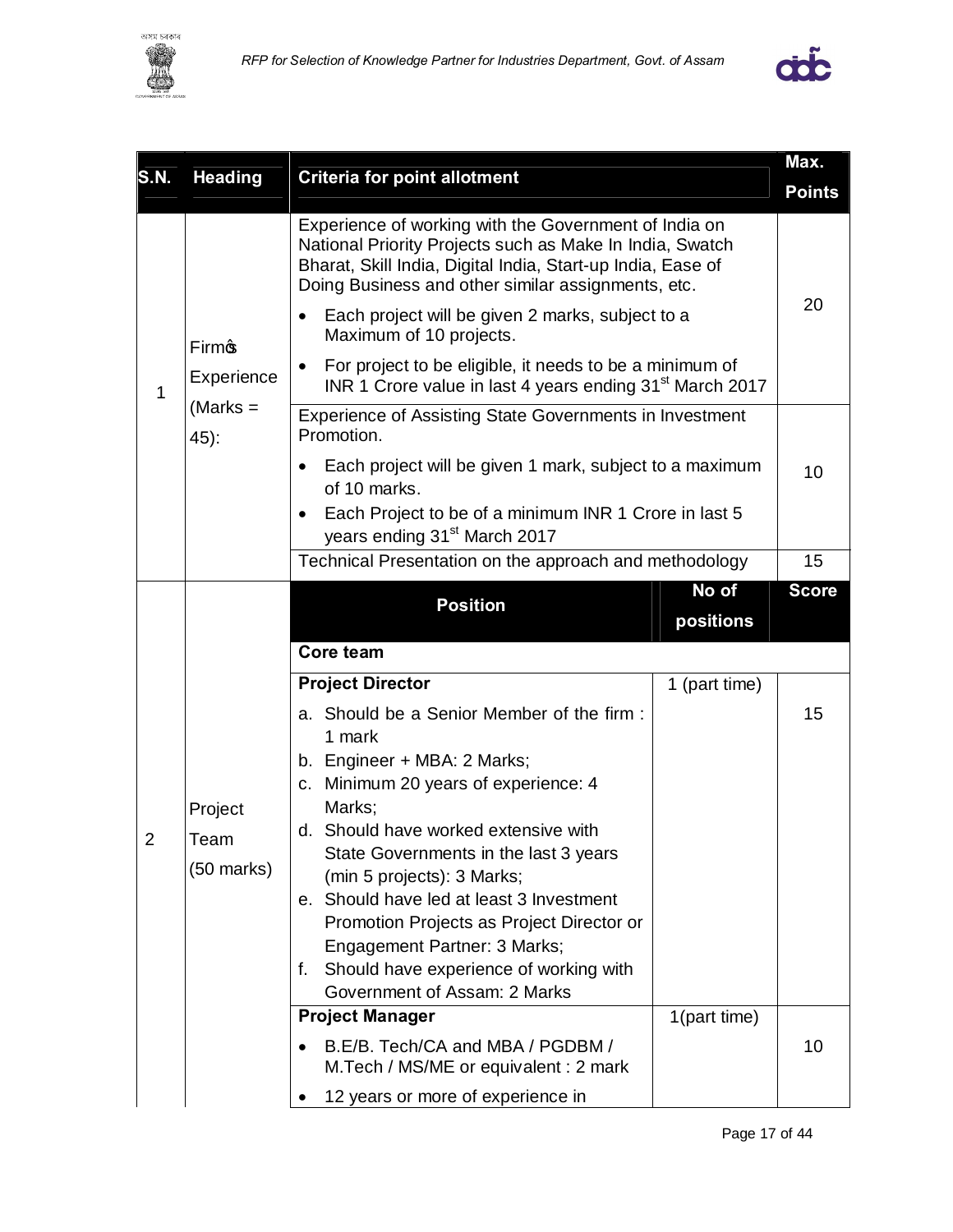| S.N. | Heading | Criteria for point allotment | | Max. Points |
|---|---|---|---|---|
| 1 | Firm's Experience (Marks = 45): | Experience of working with the Government of India on National Priority Projects such as Make In India, Swatch Bharat, Skill India, Digital India, Start-up India, Ease of Doing Business and other similar assignments, etc.<br>• Each project will be given 2 marks, subject to a Maximum of 10 projects.<br>• For project to be eligible, it needs to be a minimum of INR 1 Crore value in last 4 years ending 31st March 2017 | | 20 |
| | | Experience of Assisting State Governments in Investment Promotion.<br>• Each project will be given 1 mark, subject to a maximum of 10 marks.<br>• Each Project to be of a minimum INR 1 Crore in last 5 years ending 31st March 2017 | | 10 |
| | | Technical Presentation on the approach and methodology | | 15 |
| 2 | Project Team (50 marks) | **Position** | **No of positions** | **Score** |
| | | **Core team** | | |
| | | **Project Director**<br>a. Should be a Senior Member of the firm : 1 mark<br>b. Engineer + MBA: 2 Marks;<br>c. Minimum 20 years of experience: 4 Marks;<br>d. Should have worked extensive with State Governments in the last 3 years (min 5 projects): 3 Marks;<br>e. Should have led at least 3 Investment Promotion Projects as Project Director or Engagement Partner: 3 Marks;<br>f. Should have experience of working with Government of Assam: 2 Marks | 1 (part time) | 15 |
| | | **Project Manager**<br>• B.E/B. Tech/CA and MBA / PGDBM / M.Tech / MS/ME or equivalent : 2 mark<br>• 12 years or more of experience in | 1(part time) | 10 |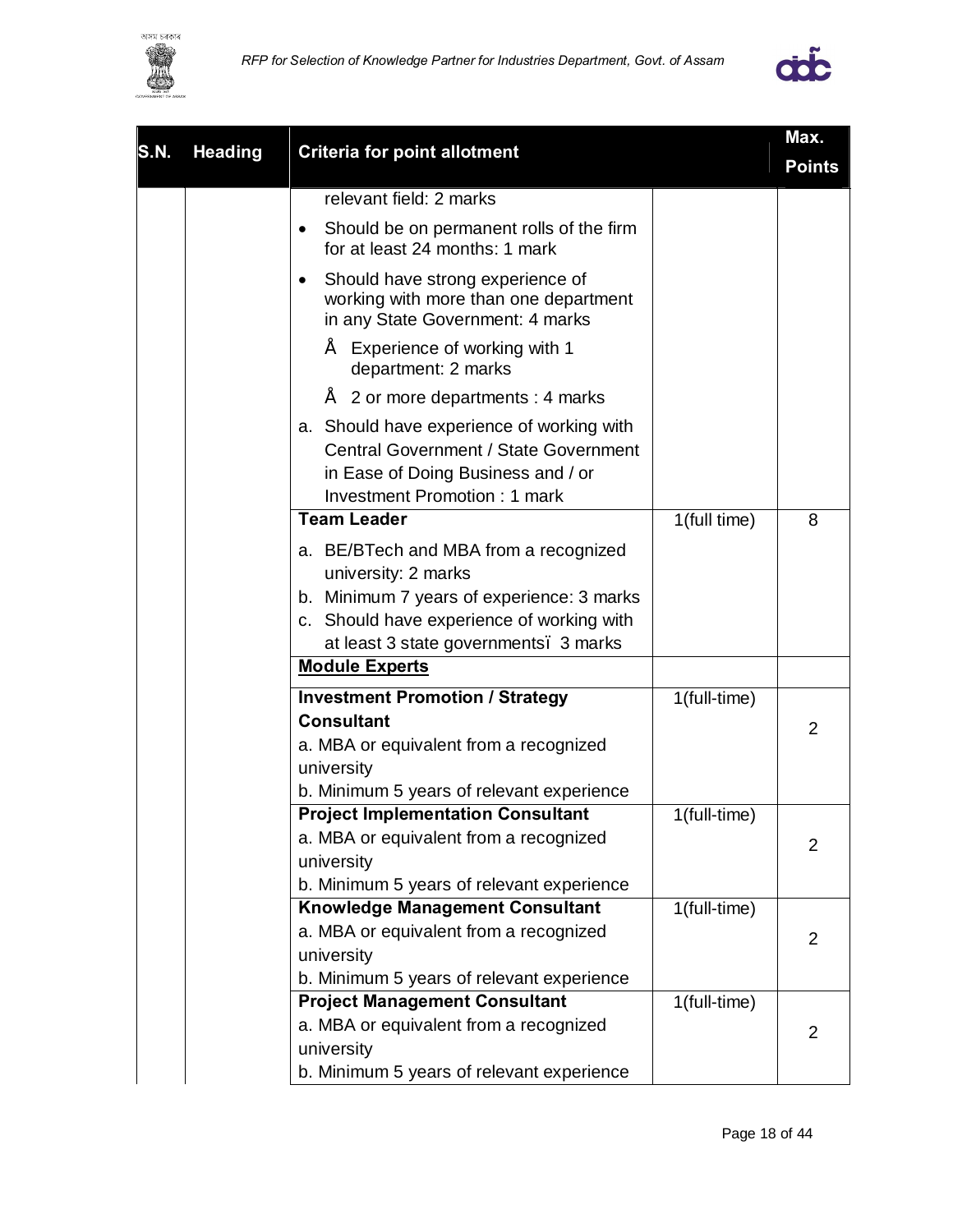| S.N. | Heading | Criteria for point allotment | | Max. Points |
|---|---|---|---|---|
| | | relevant field: 2 marks<br>• Should be on permanent rolls of the firm for at least 24 months: 1 mark<br>• Should have strong experience of working with more than one department in any State Government: 4 marks<br>Å Experience of working with 1 department: 2 marks<br>Å 2 or more departments : 4 marks<br>a. Should have experience of working with Central Government / State Government in Ease of Doing Business and / or Investment Promotion : 1 mark | | |
| | | **Team Leader**<br>a. BE/BTech and MBA from a recognized university: 2 marks<br>b. Minimum 7 years of experience: 3 marks<br>c. Should have experience of working with at least 3 state governmentsï 3 marks | 1(full time) | 8 |
| | | **Module Experts** | | |
| | | **Investment Promotion / Strategy Consultant**<br>a. MBA or equivalent from a recognized university<br>b. Minimum 5 years of relevant experience | 1(full-time) | 2 |
| | | **Project Implementation Consultant**<br>a. MBA or equivalent from a recognized university<br>b. Minimum 5 years of relevant experience | 1(full-time) | 2 |
| | | **Knowledge Management Consultant**<br>a. MBA or equivalent from a recognized university<br>b. Minimum 5 years of relevant experience | 1(full-time) | 2 |
| | | **Project Management Consultant**<br>a. MBA or equivalent from a recognized university<br>b. Minimum 5 years of relevant experience | 1(full-time) | 2 |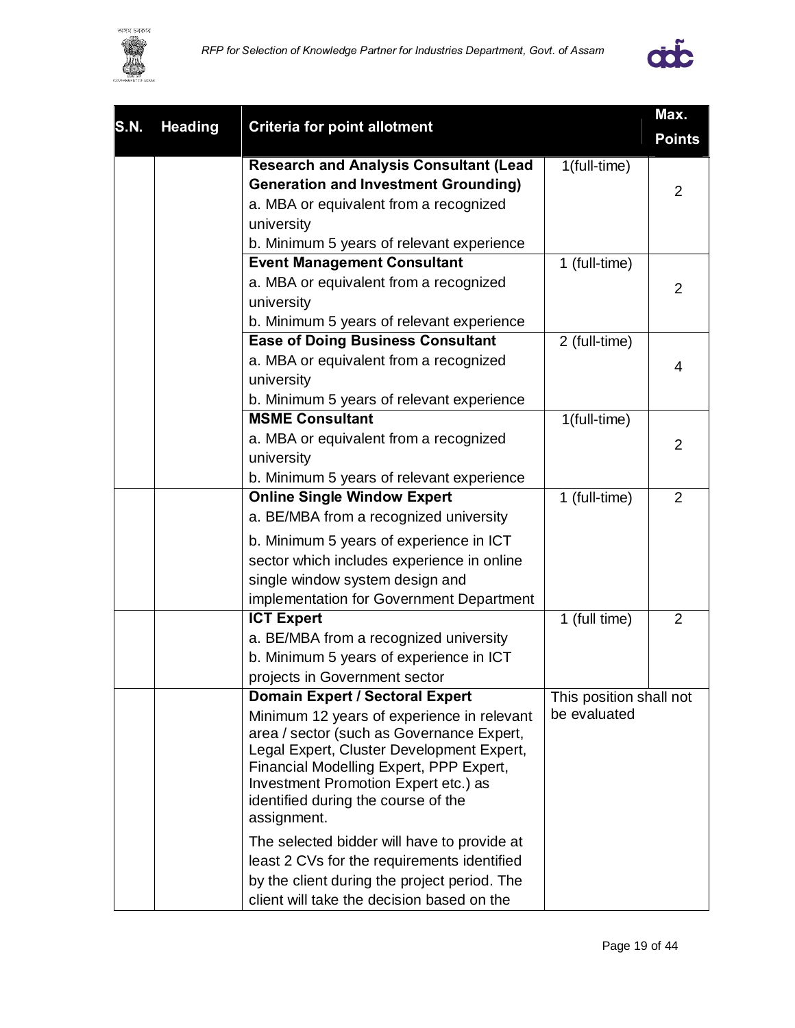| S.N. | Heading | Criteria for point allotment | | Max. Points |
|---|---|---|---|---|
| | | **Research and Analysis Consultant (Lead Generation and Investment Grounding)**<br>a. MBA or equivalent from a recognized university<br>b. Minimum 5 years of relevant experience | 1(full-time) | 2 |
| | | **Event Management Consultant**<br>a. MBA or equivalent from a recognized university<br>b. Minimum 5 years of relevant experience | 1 (full-time) | 2 |
| | | **Ease of Doing Business Consultant**<br>a. MBA or equivalent from a recognized university<br>b. Minimum 5 years of relevant experience | 2 (full-time) | 4 |
| | | **MSME Consultant**<br>a. MBA or equivalent from a recognized university<br>b. Minimum 5 years of relevant experience | 1(full-time) | 2 |
| | | **Online Single Window Expert**<br>a. BE/MBA from a recognized university<br>b. Minimum 5 years of experience in ICT sector which includes experience in online single window system design and implementation for Government Department | 1 (full-time) | 2 |
| | | **ICT Expert**<br>a. BE/MBA from a recognized university<br>b. Minimum 5 years of experience in ICT projects in Government sector | 1 (full time) | 2 |
| | | **Domain Expert / Sectoral Expert**<br>Minimum 12 years of experience in relevant area / sector (such as Governance Expert, Legal Expert, Cluster Development Expert, Financial Modelling Expert, PPP Expert, Investment Promotion Expert etc.) as identified during the course of the assignment.<br>The selected bidder will have to provide at least 2 CVs for the requirements identified by the client during the project period. The client will take the decision based on the | This position shall not be evaluated | |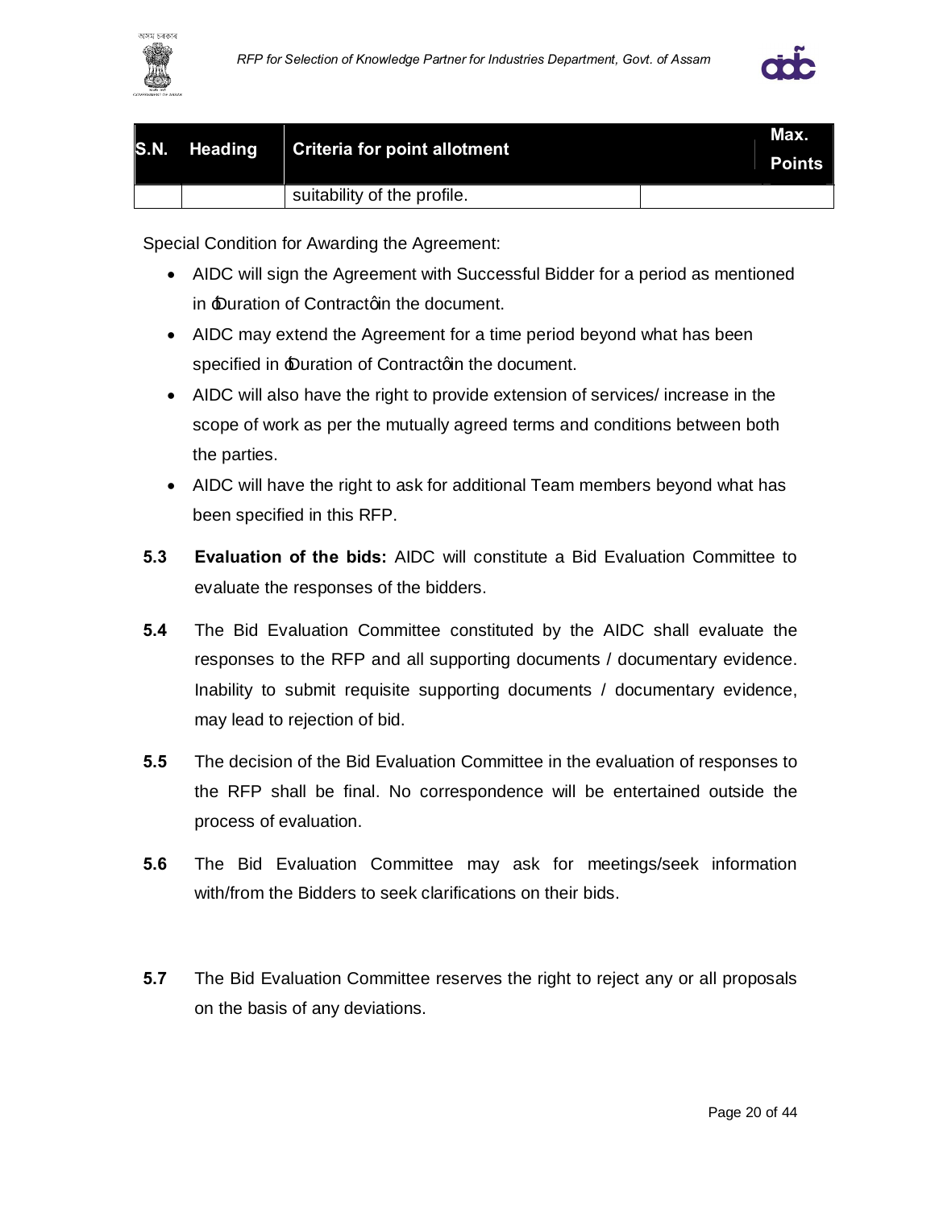| S.N. | Heading | Criteria for point allotment | Max. Points |
|---|---|---|---|
| | | suitability of the profile. | |

Special Condition for Awarding the Agreement:

- AIDC will sign the Agreement with Successful Bidder for a period as mentioned in 'Duration of Contract' in the document.
- AIDC may extend the Agreement for a time period beyond what has been specified in 'Duration of Contract' in the document.
- AIDC will also have the right to provide extension of services/ increase in the scope of work as per the mutually agreed terms and conditions between both the parties.
- AIDC will have the right to ask for additional Team members beyond what has been specified in this RFP.

**5.3** **Evaluation of the bids:** AIDC will constitute a Bid Evaluation Committee to evaluate the responses of the bidders.

**5.4** The Bid Evaluation Committee constituted by the AIDC shall evaluate the responses to the RFP and all supporting documents / documentary evidence. Inability to submit requisite supporting documents / documentary evidence, may lead to rejection of bid.

**5.5** The decision of the Bid Evaluation Committee in the evaluation of responses to the RFP shall be final. No correspondence will be entertained outside the process of evaluation.

**5.6** The Bid Evaluation Committee may ask for meetings/seek information with/from the Bidders to seek clarifications on their bids.

**5.7** The Bid Evaluation Committee reserves the right to reject any or all proposals on the basis of any deviations.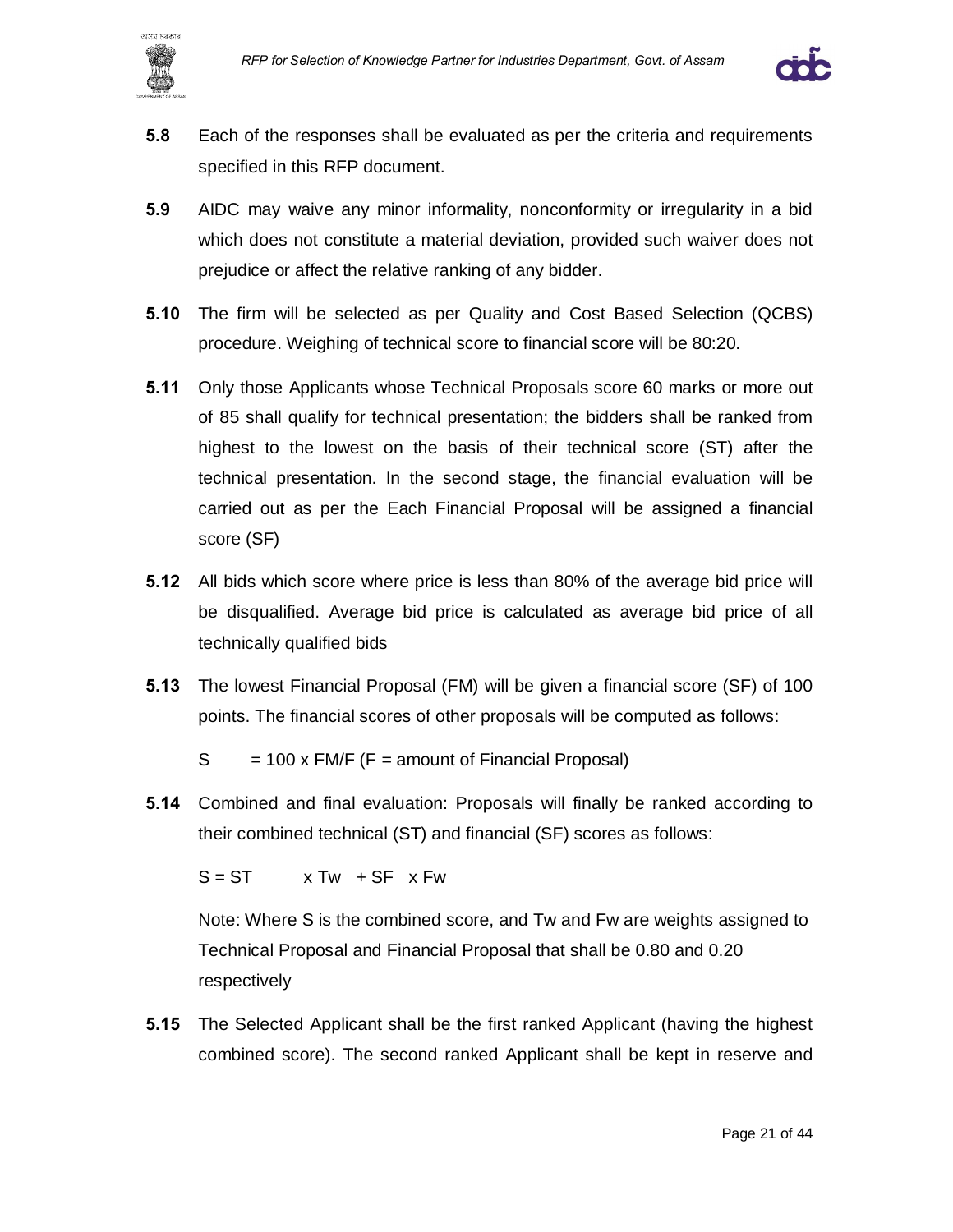**5.8** Each of the responses shall be evaluated as per the criteria and requirements specified in this RFP document.

**5.9** AIDC may waive any minor informality, nonconformity or irregularity in a bid which does not constitute a material deviation, provided such waiver does not prejudice or affect the relative ranking of any bidder.

**5.10** The firm will be selected as per Quality and Cost Based Selection (QCBS) procedure. Weighing of technical score to financial score will be 80:20.

**5.11** Only those Applicants whose Technical Proposals score 60 marks or more out of 85 shall qualify for technical presentation; the bidders shall be ranked from highest to the lowest on the basis of their technical score (ST) after the technical presentation. In the second stage, the financial evaluation will be carried out as per the Each Financial Proposal will be assigned a financial score (SF)

**5.12** All bids which score where price is less than 80% of the average bid price will be disqualified. Average bid price is calculated as average bid price of all technically qualified bids

**5.13** The lowest Financial Proposal (FM) will be given a financial score (SF) of 100 points. The financial scores of other proposals will be computed as follows:

$S = 100 \times FM/F$ (F = amount of Financial Proposal)

**5.14** Combined and final evaluation: Proposals will finally be ranked according to their combined technical (ST) and financial (SF) scores as follows:

$S = ST \times Tw + SF \times Fw$

Note: Where S is the combined score, and Tw and Fw are weights assigned to Technical Proposal and Financial Proposal that shall be 0.80 and 0.20 respectively

**5.15** The Selected Applicant shall be the first ranked Applicant (having the highest combined score). The second ranked Applicant shall be kept in reserve and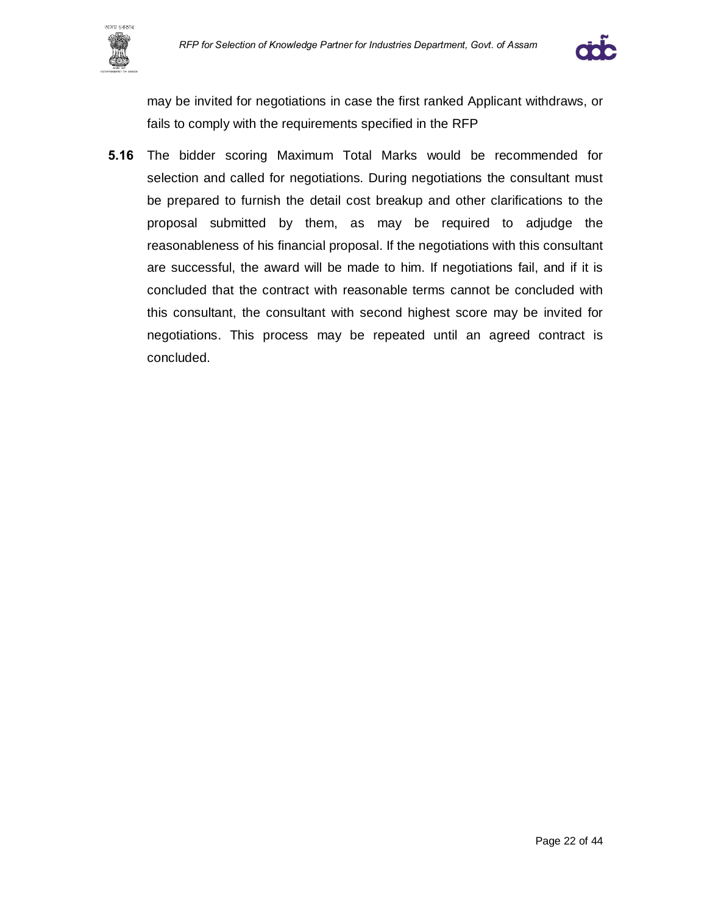may be invited for negotiations in case the first ranked Applicant withdraws, or fails to comply with the requirements specified in the RFP

**5.16** The bidder scoring Maximum Total Marks would be recommended for selection and called for negotiations. During negotiations the consultant must be prepared to furnish the detail cost breakup and other clarifications to the proposal submitted by them, as may be required to adjudge the reasonableness of his financial proposal. If the negotiations with this consultant are successful, the award will be made to him. If negotiations fail, and if it is concluded that the contract with reasonable terms cannot be concluded with this consultant, the consultant with second highest score may be invited for negotiations. This process may be repeated until an agreed contract is concluded.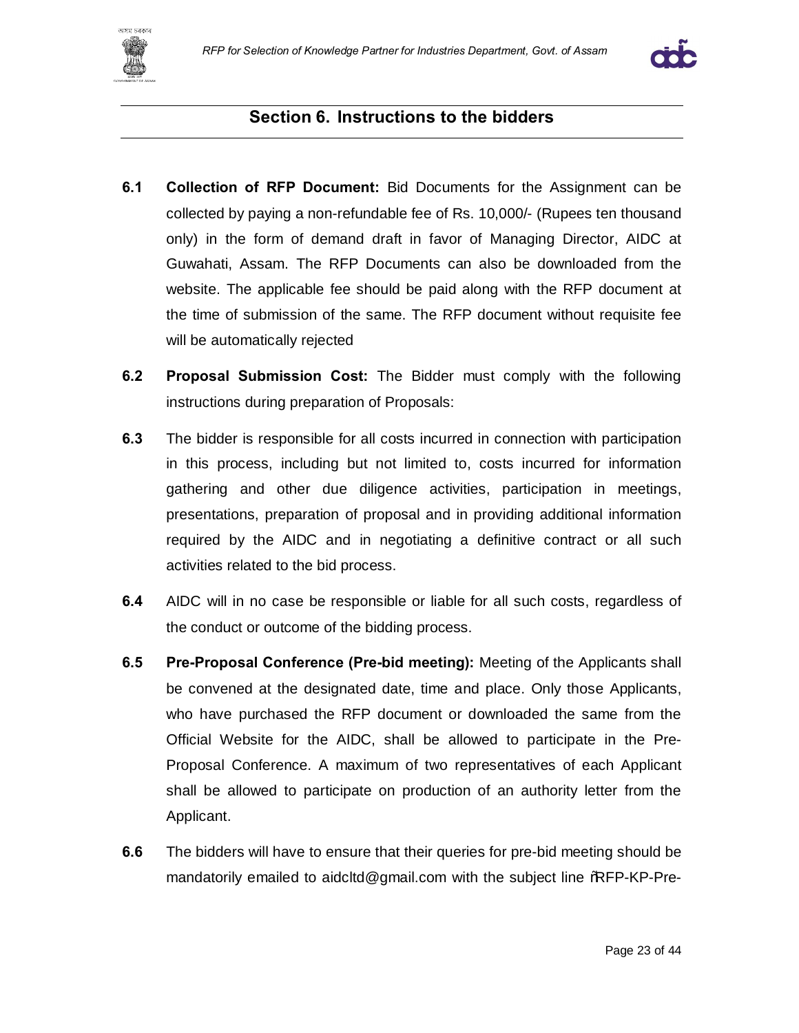## Section 6. Instructions to the bidders

**6.1** **Collection of RFP Document:** Bid Documents for the Assignment can be collected by paying a non-refundable fee of Rs. 10,000/- (Rupees ten thousand only) in the form of demand draft in favor of Managing Director, AIDC at Guwahati, Assam. The RFP Documents can also be downloaded from the website. The applicable fee should be paid along with the RFP document at the time of submission of the same. The RFP document without requisite fee will be automatically rejected

**6.2** **Proposal Submission Cost:** The Bidder must comply with the following instructions during preparation of Proposals:

**6.3** The bidder is responsible for all costs incurred in connection with participation in this process, including but not limited to, costs incurred for information gathering and other due diligence activities, participation in meetings, presentations, preparation of proposal and in providing additional information required by the AIDC and in negotiating a definitive contract or all such activities related to the bid process.

**6.4** AIDC will in no case be responsible or liable for all such costs, regardless of the conduct or outcome of the bidding process.

**6.5** **Pre-Proposal Conference (Pre-bid meeting):** Meeting of the Applicants shall be convened at the designated date, time and place. Only those Applicants, who have purchased the RFP document or downloaded the same from the Official Website for the AIDC, shall be allowed to participate in the Pre-Proposal Conference. A maximum of two representatives of each Applicant shall be allowed to participate on production of an authority letter from the Applicant.

**6.6** The bidders will have to ensure that their queries for pre-bid meeting should be mandatorily emailed to aidcltd@gmail.com with the subject line "RFP-KP-Pre-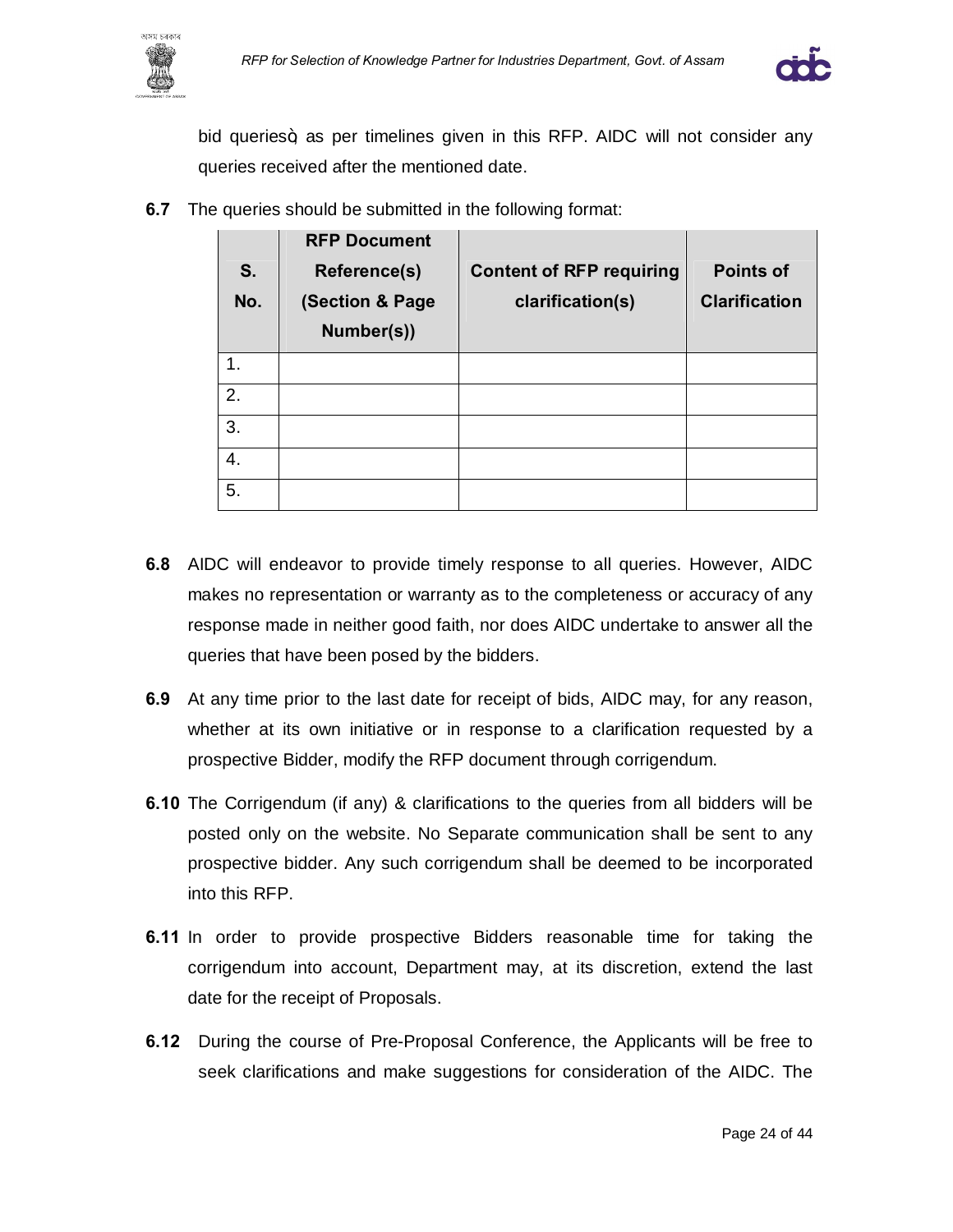bid queries" as per timelines given in this RFP. AIDC will not consider any queries received after the mentioned date.

**6.7** The queries should be submitted in the following format:

| S. No. | RFP Document Reference(s) (Section & Page Number(s)) | Content of RFP requiring clarification(s) | Points of Clarification |
|---|---|---|---|
| 1. | | | |
| 2. | | | |
| 3. | | | |
| 4. | | | |
| 5. | | | |

**6.8** AIDC will endeavor to provide timely response to all queries. However, AIDC makes no representation or warranty as to the completeness or accuracy of any response made in neither good faith, nor does AIDC undertake to answer all the queries that have been posed by the bidders.

**6.9** At any time prior to the last date for receipt of bids, AIDC may, for any reason, whether at its own initiative or in response to a clarification requested by a prospective Bidder, modify the RFP document through corrigendum.

**6.10** The Corrigendum (if any) & clarifications to the queries from all bidders will be posted only on the website. No Separate communication shall be sent to any prospective bidder. Any such corrigendum shall be deemed to be incorporated into this RFP.

**6.11** In order to provide prospective Bidders reasonable time for taking the corrigendum into account, Department may, at its discretion, extend the last date for the receipt of Proposals.

**6.12** During the course of Pre-Proposal Conference, the Applicants will be free to seek clarifications and make suggestions for consideration of the AIDC. The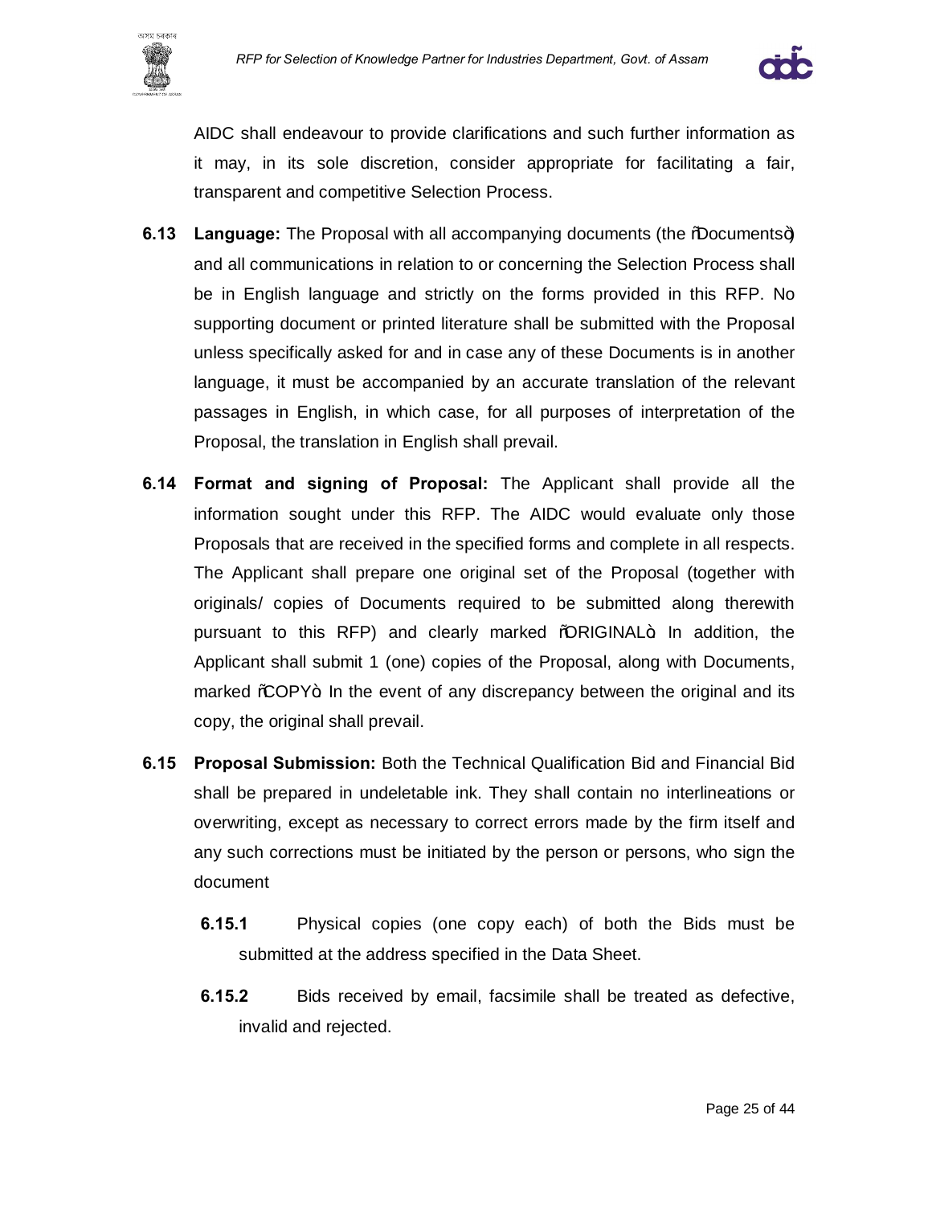AIDC shall endeavour to provide clarifications and such further information as it may, in its sole discretion, consider appropriate for facilitating a fair, transparent and competitive Selection Process.

**6.13 Language:** The Proposal with all accompanying documents (the "Documents") and all communications in relation to or concerning the Selection Process shall be in English language and strictly on the forms provided in this RFP. No supporting document or printed literature shall be submitted with the Proposal unless specifically asked for and in case any of these Documents is in another language, it must be accompanied by an accurate translation of the relevant passages in English, in which case, for all purposes of interpretation of the Proposal, the translation in English shall prevail.

**6.14 Format and signing of Proposal:** The Applicant shall provide all the information sought under this RFP. The AIDC would evaluate only those Proposals that are received in the specified forms and complete in all respects. The Applicant shall prepare one original set of the Proposal (together with originals/ copies of Documents required to be submitted along therewith pursuant to this RFP) and clearly marked "ORIGINAL". In addition, the Applicant shall submit 1 (one) copies of the Proposal, along with Documents, marked "COPY". In the event of any discrepancy between the original and its copy, the original shall prevail.

**6.15 Proposal Submission:** Both the Technical Qualification Bid and Financial Bid shall be prepared in undeletable ink. They shall contain no interlineations or overwriting, except as necessary to correct errors made by the firm itself and any such corrections must be initiated by the person or persons, who sign the document

**6.15.1** Physical copies (one copy each) of both the Bids must be submitted at the address specified in the Data Sheet.

**6.15.2** Bids received by email, facsimile shall be treated as defective, invalid and rejected.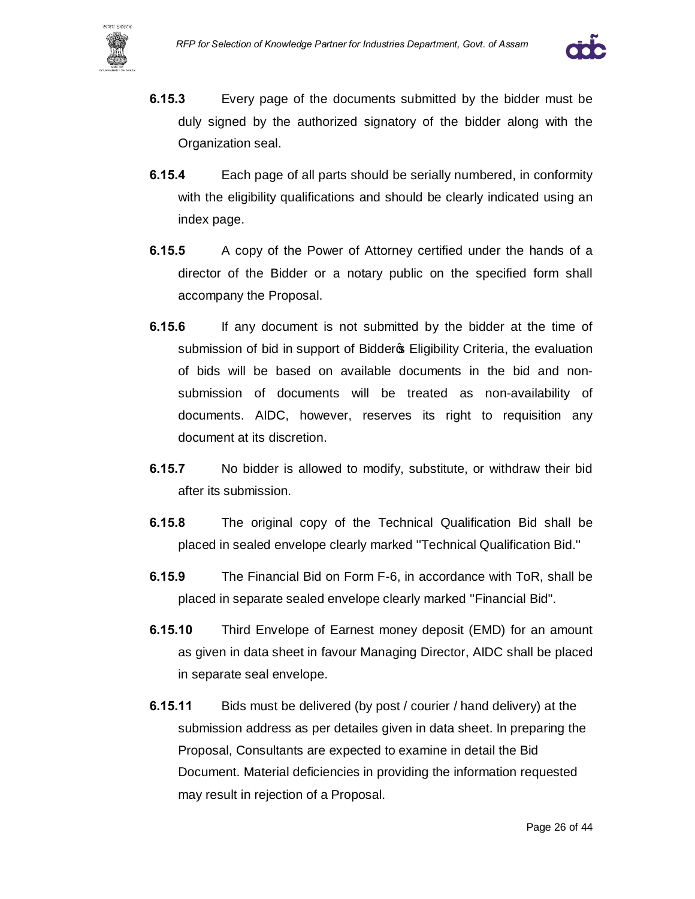**6.15.3** Every page of the documents submitted by the bidder must be duly signed by the authorized signatory of the bidder along with the Organization seal.

**6.15.4** Each page of all parts should be serially numbered, in conformity with the eligibility qualifications and should be clearly indicated using an index page.

**6.15.5** A copy of the Power of Attorney certified under the hands of a director of the Bidder or a notary public on the specified form shall accompany the Proposal.

**6.15.6** If any document is not submitted by the bidder at the time of submission of bid in support of Bidder's Eligibility Criteria, the evaluation of bids will be based on available documents in the bid and non-submission of documents will be treated as non-availability of documents. AIDC, however, reserves its right to requisition any document at its discretion.

**6.15.7** No bidder is allowed to modify, substitute, or withdraw their bid after its submission.

**6.15.8** The original copy of the Technical Qualification Bid shall be placed in sealed envelope clearly marked "Technical Qualification Bid."

**6.15.9** The Financial Bid on Form F-6, in accordance with ToR, shall be placed in separate sealed envelope clearly marked "Financial Bid".

**6.15.10** Third Envelope of Earnest money deposit (EMD) for an amount as given in data sheet in favour Managing Director, AIDC shall be placed in separate seal envelope.

**6.15.11** Bids must be delivered (by post / courier / hand delivery) at the submission address as per detailes given in data sheet. In preparing the Proposal, Consultants are expected to examine in detail the Bid Document. Material deficiencies in providing the information requested may result in rejection of a Proposal.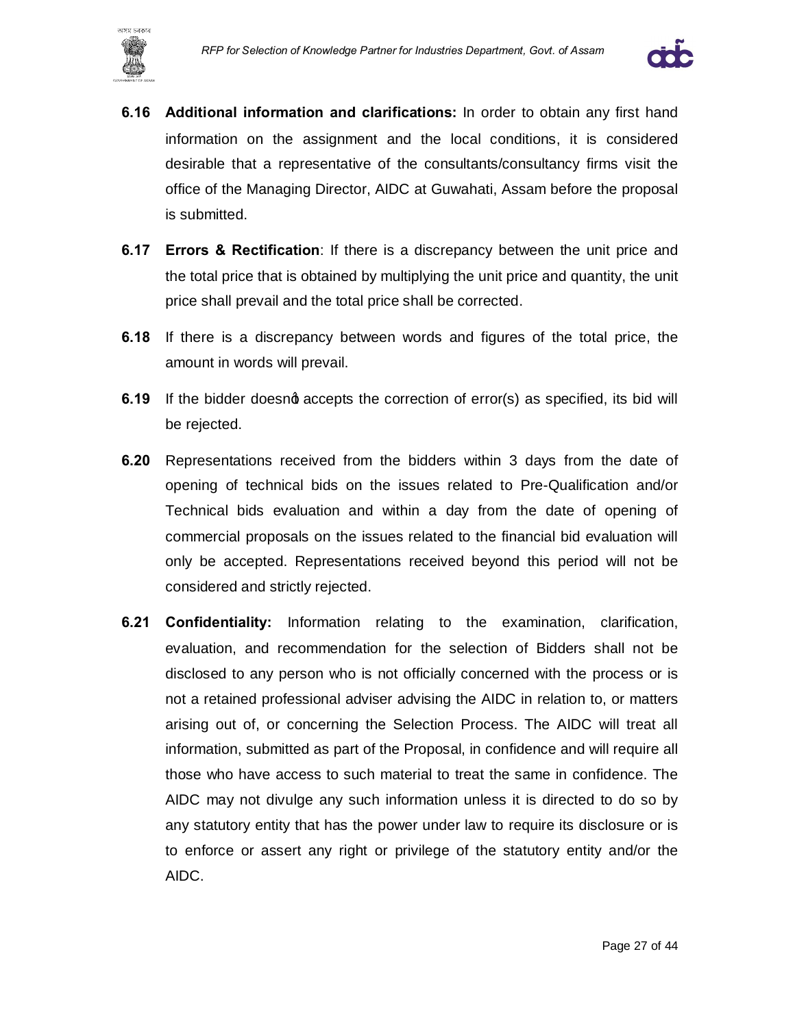**6.16** **Additional information and clarifications:** In order to obtain any first hand information on the assignment and the local conditions, it is considered desirable that a representative of the consultants/consultancy firms visit the office of the Managing Director, AIDC at Guwahati, Assam before the proposal is submitted.

**6.17** **Errors & Rectification**: If there is a discrepancy between the unit price and the total price that is obtained by multiplying the unit price and quantity, the unit price shall prevail and the total price shall be corrected.

**6.18** If there is a discrepancy between words and figures of the total price, the amount in words will prevail.

**6.19** If the bidder doesn't accepts the correction of error(s) as specified, its bid will be rejected.

**6.20** Representations received from the bidders within 3 days from the date of opening of technical bids on the issues related to Pre-Qualification and/or Technical bids evaluation and within a day from the date of opening of commercial proposals on the issues related to the financial bid evaluation will only be accepted. Representations received beyond this period will not be considered and strictly rejected.

**6.21** **Confidentiality:** Information relating to the examination, clarification, evaluation, and recommendation for the selection of Bidders shall not be disclosed to any person who is not officially concerned with the process or is not a retained professional adviser advising the AIDC in relation to, or matters arising out of, or concerning the Selection Process. The AIDC will treat all information, submitted as part of the Proposal, in confidence and will require all those who have access to such material to treat the same in confidence. The AIDC may not divulge any such information unless it is directed to do so by any statutory entity that has the power under law to require its disclosure or is to enforce or assert any right or privilege of the statutory entity and/or the AIDC.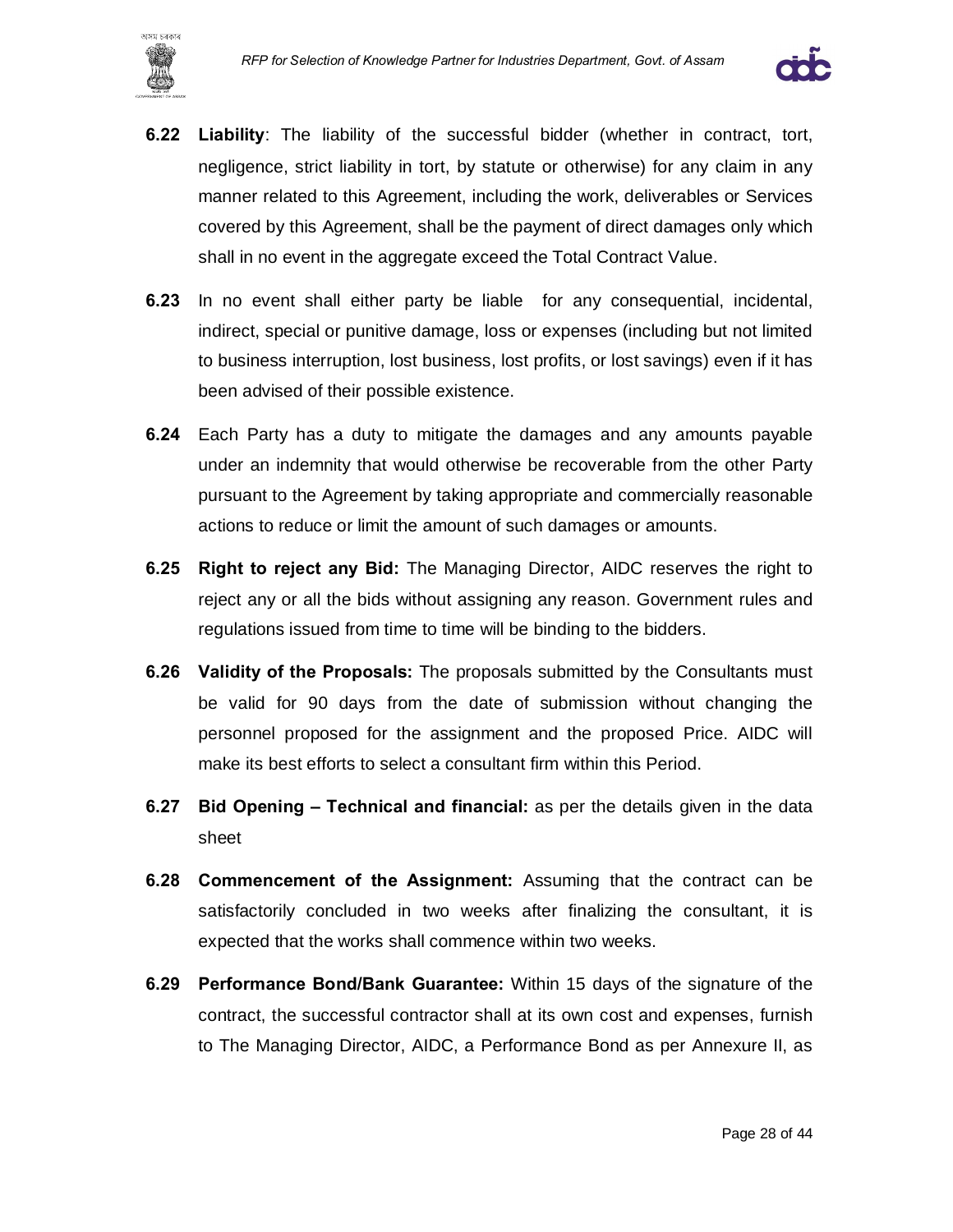**6.22** **Liability**: The liability of the successful bidder (whether in contract, tort, negligence, strict liability in tort, by statute or otherwise) for any claim in any manner related to this Agreement, including the work, deliverables or Services covered by this Agreement, shall be the payment of direct damages only which shall in no event in the aggregate exceed the Total Contract Value.

**6.23** In no event shall either party be liable for any consequential, incidental, indirect, special or punitive damage, loss or expenses (including but not limited to business interruption, lost business, lost profits, or lost savings) even if it has been advised of their possible existence.

**6.24** Each Party has a duty to mitigate the damages and any amounts payable under an indemnity that would otherwise be recoverable from the other Party pursuant to the Agreement by taking appropriate and commercially reasonable actions to reduce or limit the amount of such damages or amounts.

**6.25** **Right to reject any Bid:** The Managing Director, AIDC reserves the right to reject any or all the bids without assigning any reason. Government rules and regulations issued from time to time will be binding to the bidders.

**6.26** **Validity of the Proposals:** The proposals submitted by the Consultants must be valid for 90 days from the date of submission without changing the personnel proposed for the assignment and the proposed Price. AIDC will make its best efforts to select a consultant firm within this Period.

**6.27** **Bid Opening – Technical and financial:** as per the details given in the data sheet

**6.28** **Commencement of the Assignment:** Assuming that the contract can be satisfactorily concluded in two weeks after finalizing the consultant, it is expected that the works shall commence within two weeks.

**6.29** **Performance Bond/Bank Guarantee:** Within 15 days of the signature of the contract, the successful contractor shall at its own cost and expenses, furnish to The Managing Director, AIDC, a Performance Bond as per Annexure II, as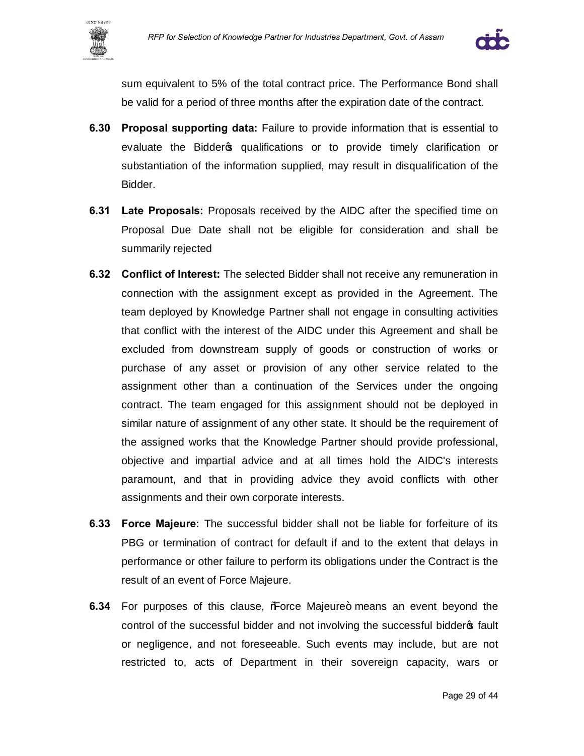sum equivalent to 5% of the total contract price. The Performance Bond shall be valid for a period of three months after the expiration date of the contract.

**6.30** **Proposal supporting data:** Failure to provide information that is essential to evaluate the Bidder's qualifications or to provide timely clarification or substantiation of the information supplied, may result in disqualification of the Bidder.

**6.31** **Late Proposals:** Proposals received by the AIDC after the specified time on Proposal Due Date shall not be eligible for consideration and shall be summarily rejected

**6.32** **Conflict of Interest:** The selected Bidder shall not receive any remuneration in connection with the assignment except as provided in the Agreement. The team deployed by Knowledge Partner shall not engage in consulting activities that conflict with the interest of the AIDC under this Agreement and shall be excluded from downstream supply of goods or construction of works or purchase of any asset or provision of any other service related to the assignment other than a continuation of the Services under the ongoing contract. The team engaged for this assignment should not be deployed in similar nature of assignment of any other state. It should be the requirement of the assigned works that the Knowledge Partner should provide professional, objective and impartial advice and at all times hold the AIDC's interests paramount, and that in providing advice they avoid conflicts with other assignments and their own corporate interests.

**6.33** **Force Majeure:** The successful bidder shall not be liable for forfeiture of its PBG or termination of contract for default if and to the extent that delays in performance or other failure to perform its obligations under the Contract is the result of an event of Force Majeure.

**6.34** For purposes of this clause, "Force Majeure" means an event beyond the control of the successful bidder and not involving the successful bidder's fault or negligence, and not foreseeable. Such events may include, but are not restricted to, acts of Department in their sovereign capacity, wars or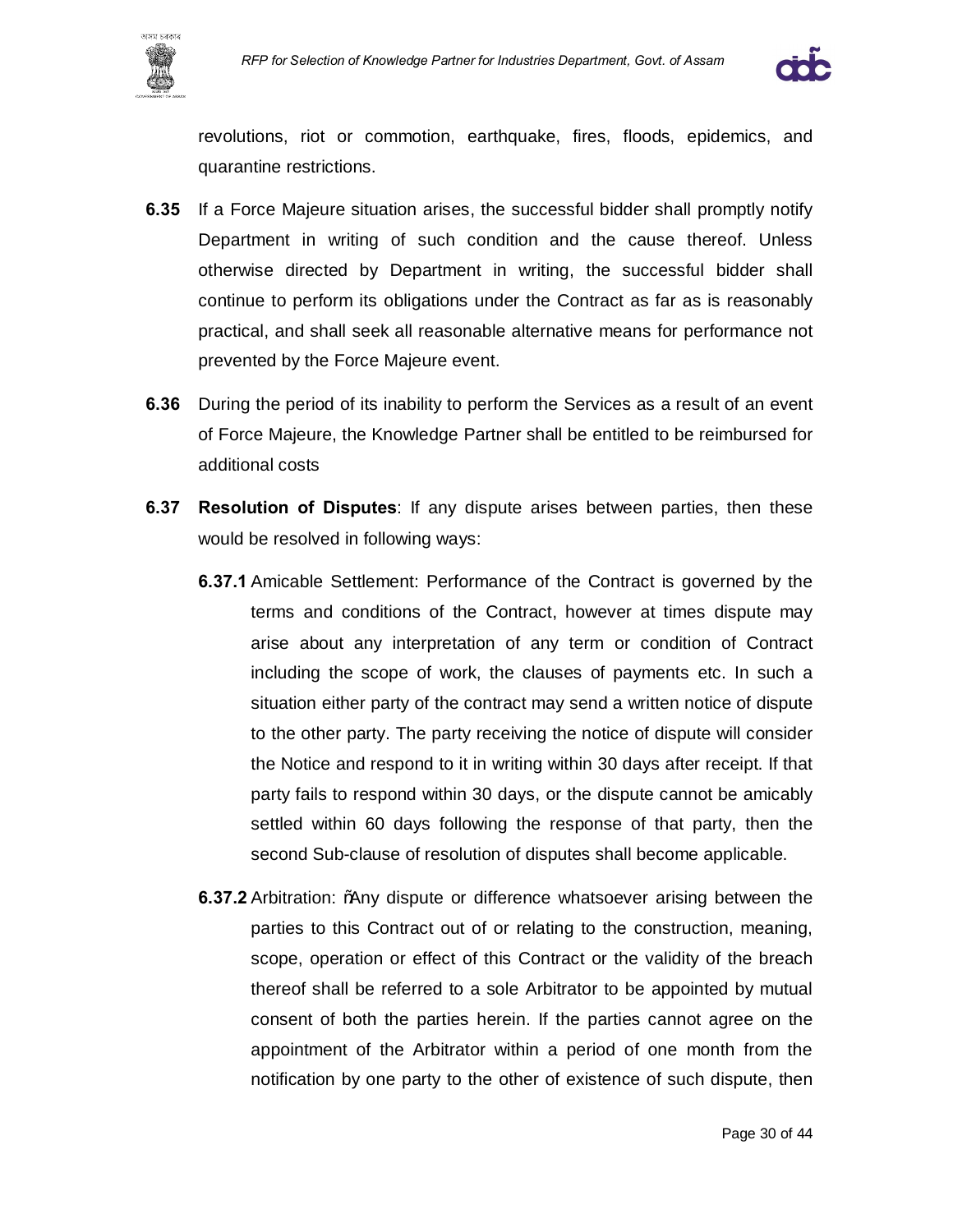revolutions, riot or commotion, earthquake, fires, floods, epidemics, and quarantine restrictions.

**6.35** If a Force Majeure situation arises, the successful bidder shall promptly notify Department in writing of such condition and the cause thereof. Unless otherwise directed by Department in writing, the successful bidder shall continue to perform its obligations under the Contract as far as is reasonably practical, and shall seek all reasonable alternative means for performance not prevented by the Force Majeure event.

**6.36** During the period of its inability to perform the Services as a result of an event of Force Majeure, the Knowledge Partner shall be entitled to be reimbursed for additional costs

**6.37** **Resolution of Disputes**: If any dispute arises between parties, then these would be resolved in following ways:

**6.37.1** Amicable Settlement: Performance of the Contract is governed by the terms and conditions of the Contract, however at times dispute may arise about any interpretation of any term or condition of Contract including the scope of work, the clauses of payments etc. In such a situation either party of the contract may send a written notice of dispute to the other party. The party receiving the notice of dispute will consider the Notice and respond to it in writing within 30 days after receipt. If that party fails to respond within 30 days, or the dispute cannot be amicably settled within 60 days following the response of that party, then the second Sub-clause of resolution of disputes shall become applicable.

**6.37.2** Arbitration: "Any dispute or difference whatsoever arising between the parties to this Contract out of or relating to the construction, meaning, scope, operation or effect of this Contract or the validity of the breach thereof shall be referred to a sole Arbitrator to be appointed by mutual consent of both the parties herein. If the parties cannot agree on the appointment of the Arbitrator within a period of one month from the notification by one party to the other of existence of such dispute, then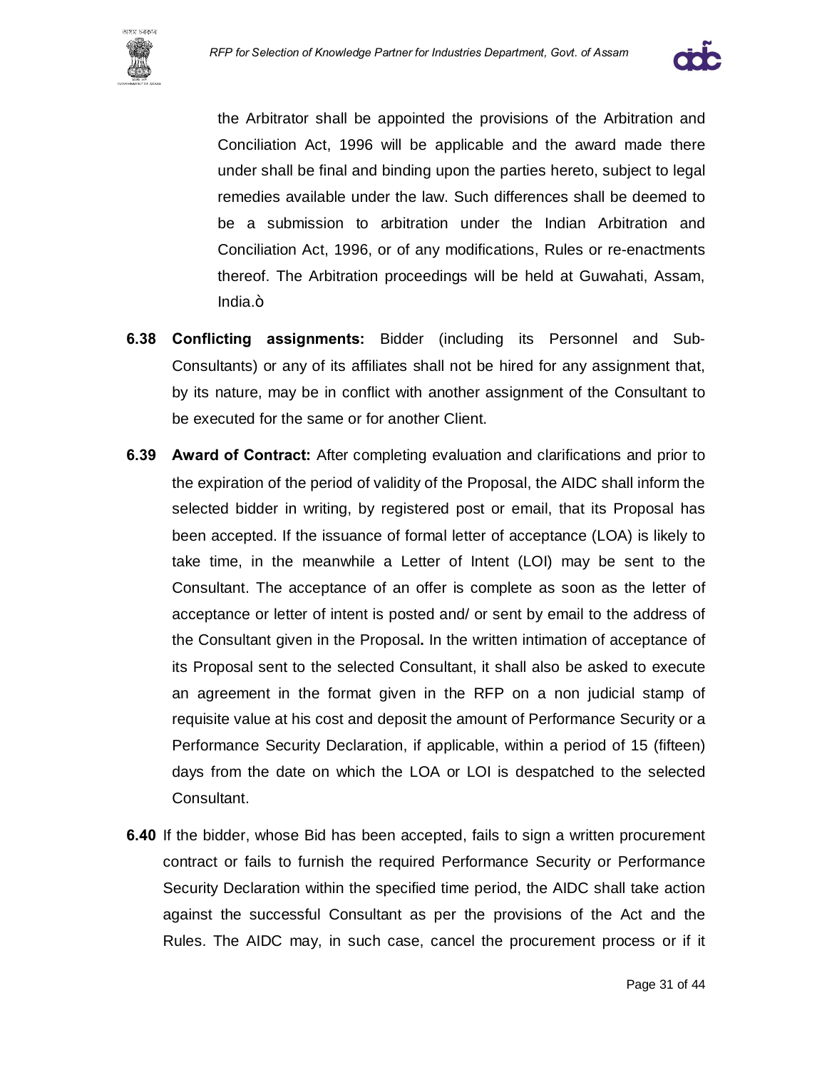the Arbitrator shall be appointed the provisions of the Arbitration and Conciliation Act, 1996 will be applicable and the award made there under shall be final and binding upon the parties hereto, subject to legal remedies available under the law. Such differences shall be deemed to be a submission to arbitration under the Indian Arbitration and Conciliation Act, 1996, or of any modifications, Rules or re-enactments thereof. The Arbitration proceedings will be held at Guwahati, Assam, India.ò

**6.38 Conflicting assignments:** Bidder (including its Personnel and Sub-Consultants) or any of its affiliates shall not be hired for any assignment that, by its nature, may be in conflict with another assignment of the Consultant to be executed for the same or for another Client.

**6.39 Award of Contract:** After completing evaluation and clarifications and prior to the expiration of the period of validity of the Proposal, the AIDC shall inform the selected bidder in writing, by registered post or email, that its Proposal has been accepted. If the issuance of formal letter of acceptance (LOA) is likely to take time, in the meanwhile a Letter of Intent (LOI) may be sent to the Consultant. The acceptance of an offer is complete as soon as the letter of acceptance or letter of intent is posted and/ or sent by email to the address of the Consultant given in the Proposal**.** In the written intimation of acceptance of its Proposal sent to the selected Consultant, it shall also be asked to execute an agreement in the format given in the RFP on a non judicial stamp of requisite value at his cost and deposit the amount of Performance Security or a Performance Security Declaration, if applicable, within a period of 15 (fifteen) days from the date on which the LOA or LOI is despatched to the selected Consultant.

**6.40** If the bidder, whose Bid has been accepted, fails to sign a written procurement contract or fails to furnish the required Performance Security or Performance Security Declaration within the specified time period, the AIDC shall take action against the successful Consultant as per the provisions of the Act and the Rules. The AIDC may, in such case, cancel the procurement process or if it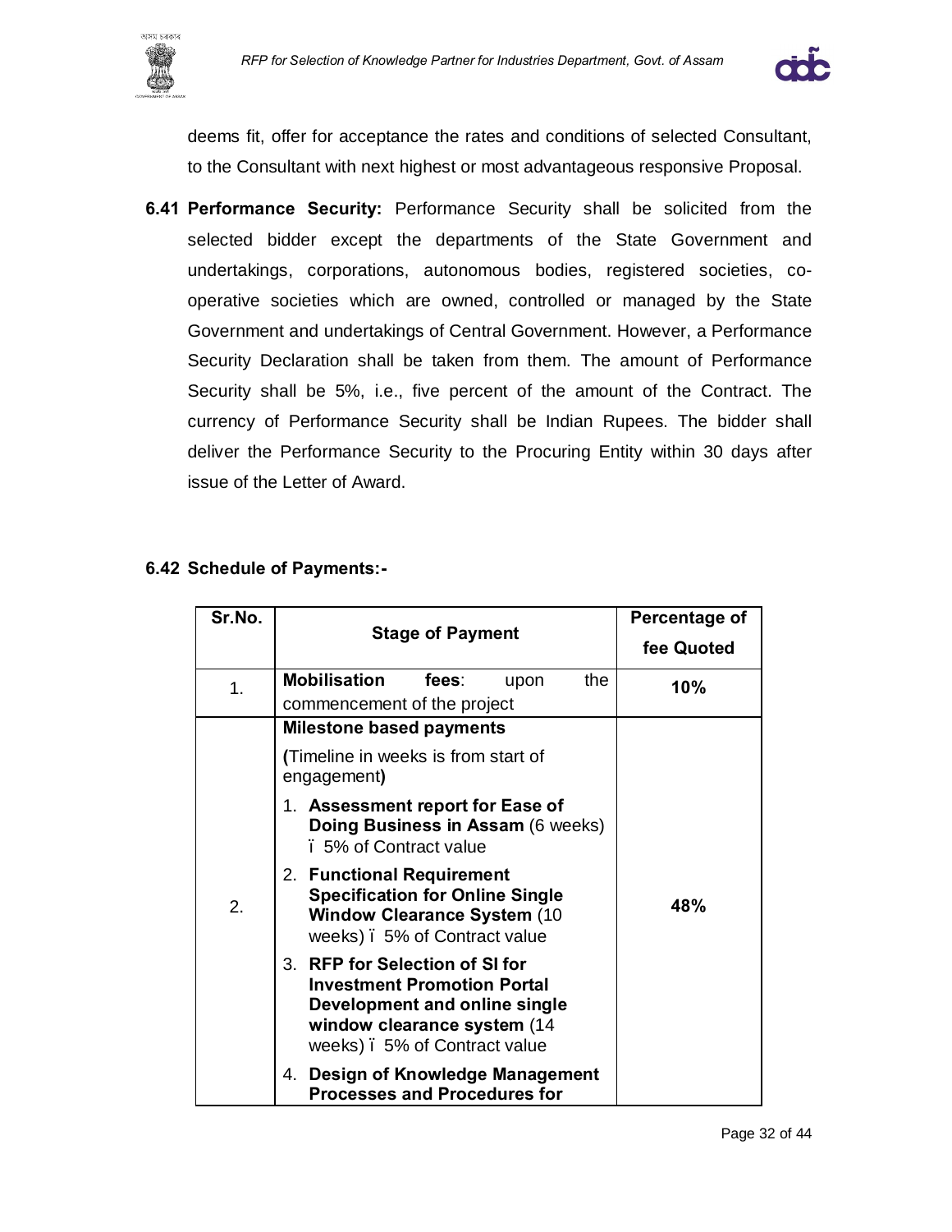deems fit, offer for acceptance the rates and conditions of selected Consultant, to the Consultant with next highest or most advantageous responsive Proposal.

**6.41 Performance Security:** Performance Security shall be solicited from the selected bidder except the departments of the State Government and undertakings, corporations, autonomous bodies, registered societies, co-operative societies which are owned, controlled or managed by the State Government and undertakings of Central Government. However, a Performance Security Declaration shall be taken from them. The amount of Performance Security shall be 5%, i.e., five percent of the amount of the Contract. The currency of Performance Security shall be Indian Rupees. The bidder shall deliver the Performance Security to the Procuring Entity within 30 days after issue of the Letter of Award.

**6.42 Schedule of Payments:-**

| Sr.No. | Stage of Payment | Percentage of fee Quoted |
|---|---|---|
| 1. | **Mobilisation fees**: upon the commencement of the project | **10%** |
| 2. | **Milestone based payments**<br>**(**Timeline in weeks is from start of engagement**)**<br>1. **Assessment report for Ease of Doing Business in Assam** (6 weeks) ï 5% of Contract value<br>2. **Functional Requirement Specification for Online Single Window Clearance System** (10 weeks) ï 5% of Contract value<br>3. **RFP for Selection of SI for Investment Promotion Portal Development and online single window clearance system** (14 weeks) ï 5% of Contract value<br>4. **Design of Knowledge Management Processes and Procedures for** | **48%** |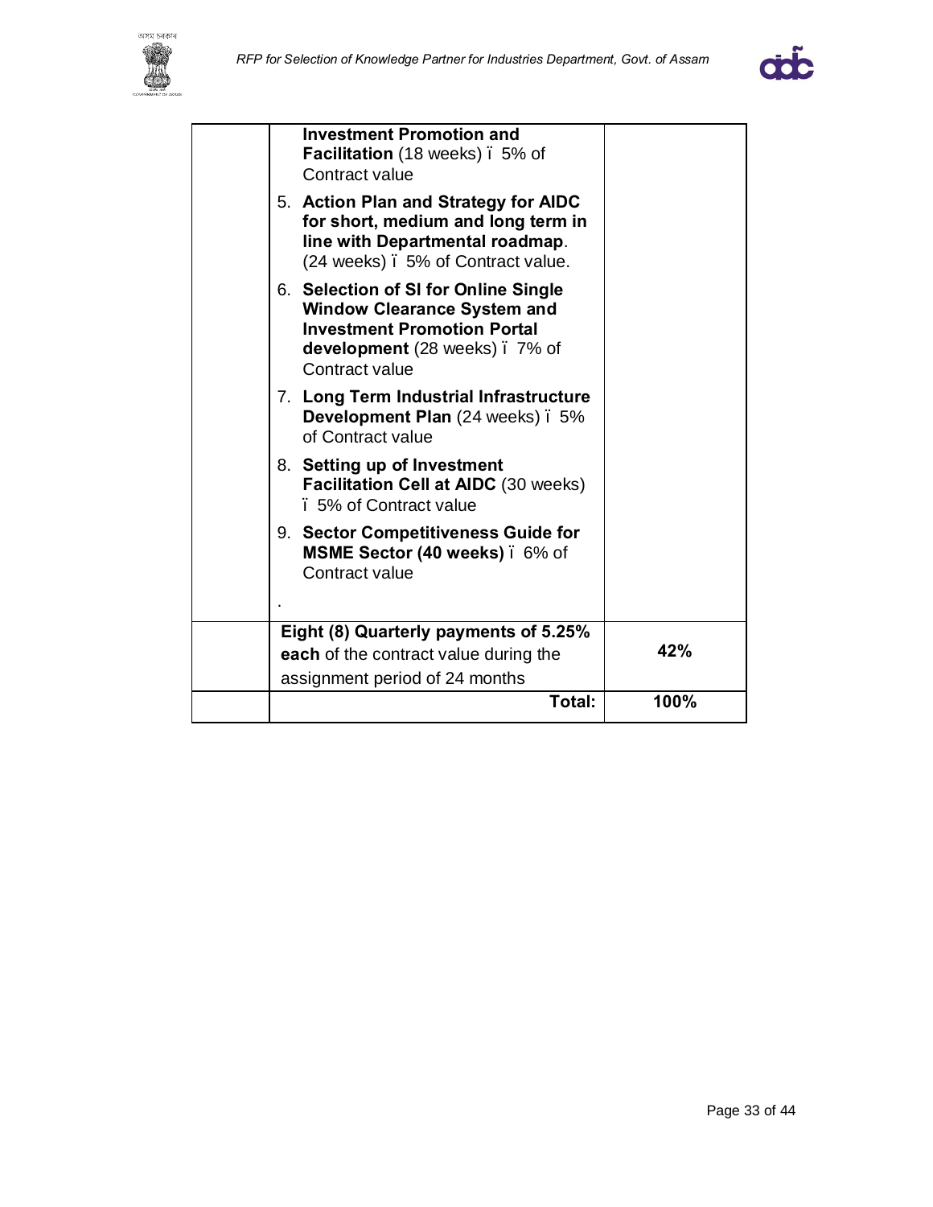| | | |
|---|---|---|
| | **Investment Promotion and Facilitation** (18 weeks) – 5% of Contract value<br>5. **Action Plan and Strategy for AIDC for short, medium and long term in line with Departmental roadmap**. (24 weeks) – 5% of Contract value.<br>6. **Selection of SI for Online Single Window Clearance System and Investment Promotion Portal development** (28 weeks) – 7% of Contract value<br>7. **Long Term Industrial Infrastructure Development Plan** (24 weeks) – 5% of Contract value<br>8. **Setting up of Investment Facilitation Cell at AIDC** (30 weeks) – 5% of Contract value<br>9. **Sector Competitiveness Guide for MSME Sector (40 weeks)** – 6% of Contract value<br>. | |
| | **Eight (8) Quarterly payments of 5.25% each** of the contract value during the assignment period of 24 months | **42%** |
| | **Total:** | **100%** |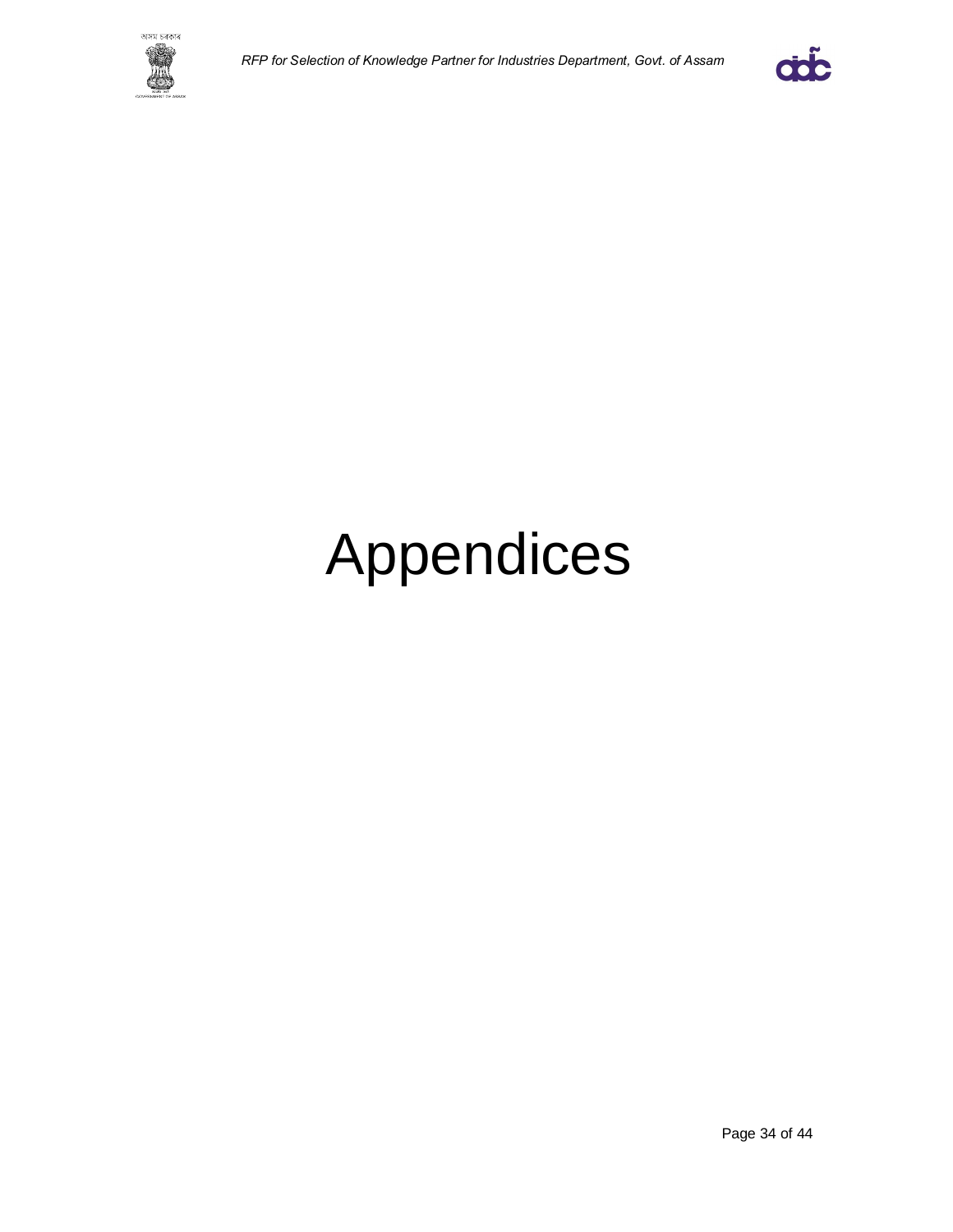# Appendices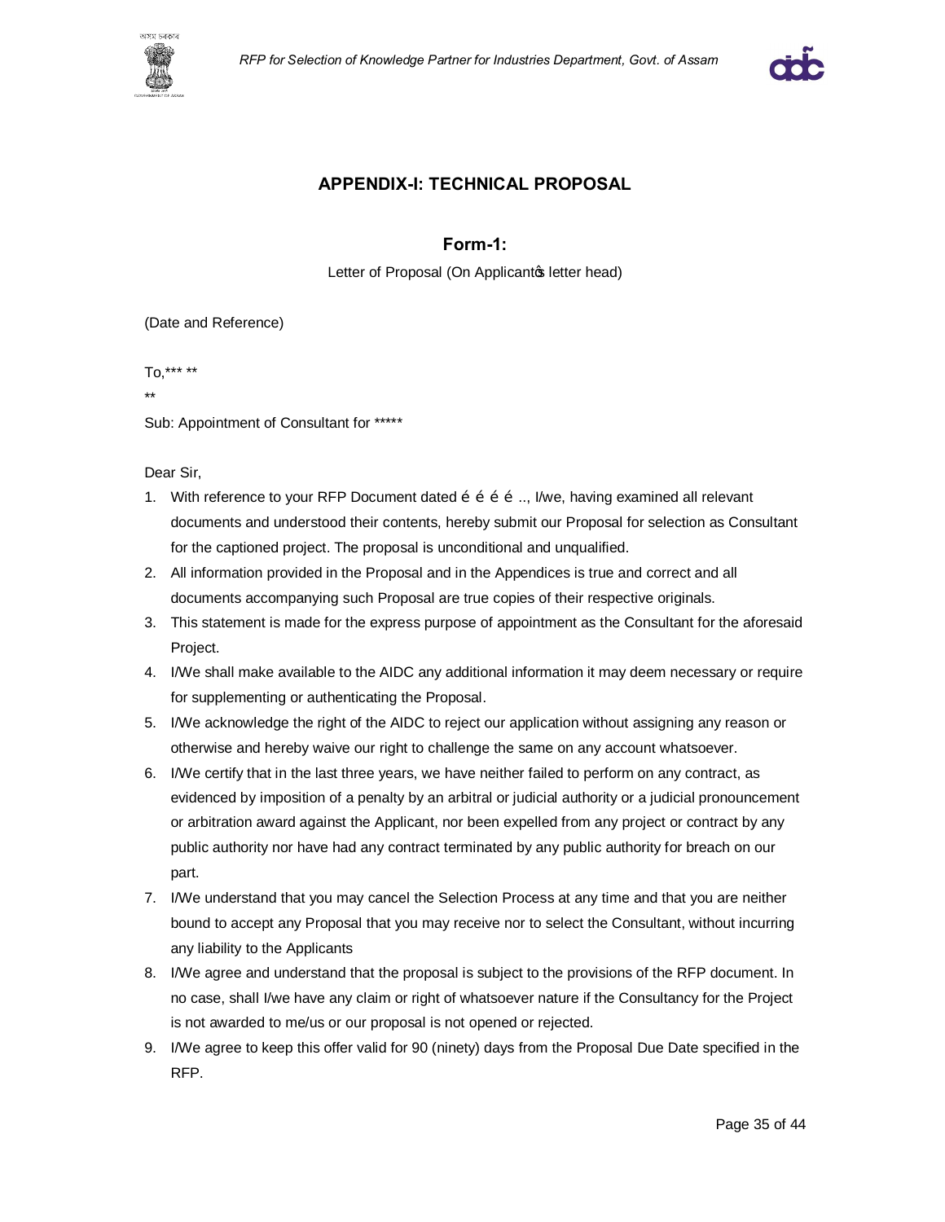## APPENDIX-I: TECHNICAL PROPOSAL

### Form-1:

Letter of Proposal (On Applicantõs letter head)

(Date and Reference)

To,*** **

**

Sub: Appointment of Consultant for *****

Dear Sir,

1. With reference to your RFP Document dated é é é é .., I/we, having examined all relevant documents and understood their contents, hereby submit our Proposal for selection as Consultant for the captioned project. The proposal is unconditional and unqualified.
2. All information provided in the Proposal and in the Appendices is true and correct and all documents accompanying such Proposal are true copies of their respective originals.
3. This statement is made for the express purpose of appointment as the Consultant for the aforesaid Project.
4. I/We shall make available to the AIDC any additional information it may deem necessary or require for supplementing or authenticating the Proposal.
5. I/We acknowledge the right of the AIDC to reject our application without assigning any reason or otherwise and hereby waive our right to challenge the same on any account whatsoever.
6. I/We certify that in the last three years, we have neither failed to perform on any contract, as evidenced by imposition of a penalty by an arbitral or judicial authority or a judicial pronouncement or arbitration award against the Applicant, nor been expelled from any project or contract by any public authority nor have had any contract terminated by any public authority for breach on our part.
7. I/We understand that you may cancel the Selection Process at any time and that you are neither bound to accept any Proposal that you may receive nor to select the Consultant, without incurring any liability to the Applicants
8. I/We agree and understand that the proposal is subject to the provisions of the RFP document. In no case, shall I/we have any claim or right of whatsoever nature if the Consultancy for the Project is not awarded to me/us or our proposal is not opened or rejected.
9. I/We agree to keep this offer valid for 90 (ninety) days from the Proposal Due Date specified in the RFP.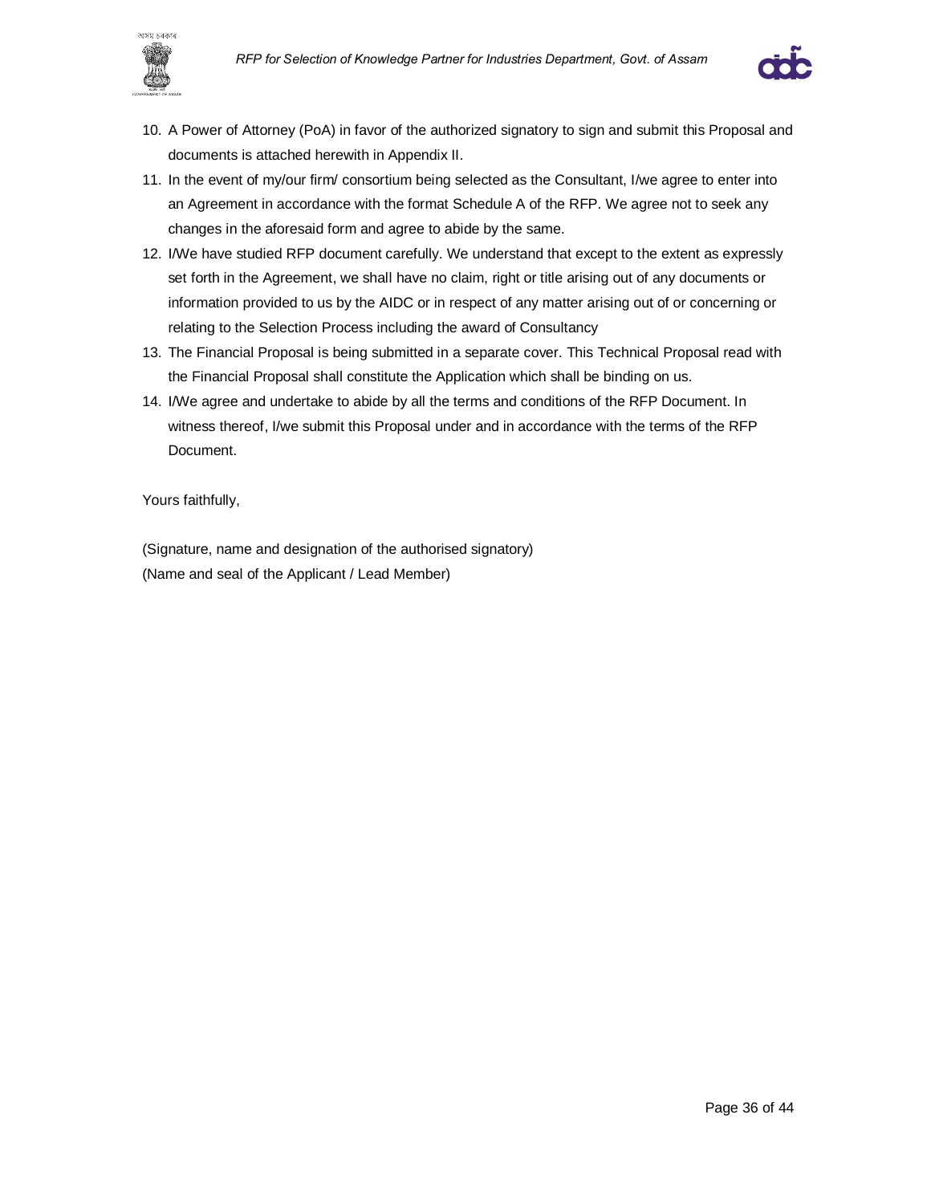10. A Power of Attorney (PoA) in favor of the authorized signatory to sign and submit this Proposal and documents is attached herewith in Appendix II.
11. In the event of my/our firm/ consortium being selected as the Consultant, I/we agree to enter into an Agreement in accordance with the format Schedule A of the RFP. We agree not to seek any changes in the aforesaid form and agree to abide by the same.
12. I/We have studied RFP document carefully. We understand that except to the extent as expressly set forth in the Agreement, we shall have no claim, right or title arising out of any documents or information provided to us by the AIDC or in respect of any matter arising out of or concerning or relating to the Selection Process including the award of Consultancy
13. The Financial Proposal is being submitted in a separate cover. This Technical Proposal read with the Financial Proposal shall constitute the Application which shall be binding on us.
14. I/We agree and undertake to abide by all the terms and conditions of the RFP Document. In witness thereof, I/we submit this Proposal under and in accordance with the terms of the RFP Document.

Yours faithfully,

(Signature, name and designation of the authorised signatory)
(Name and seal of the Applicant / Lead Member)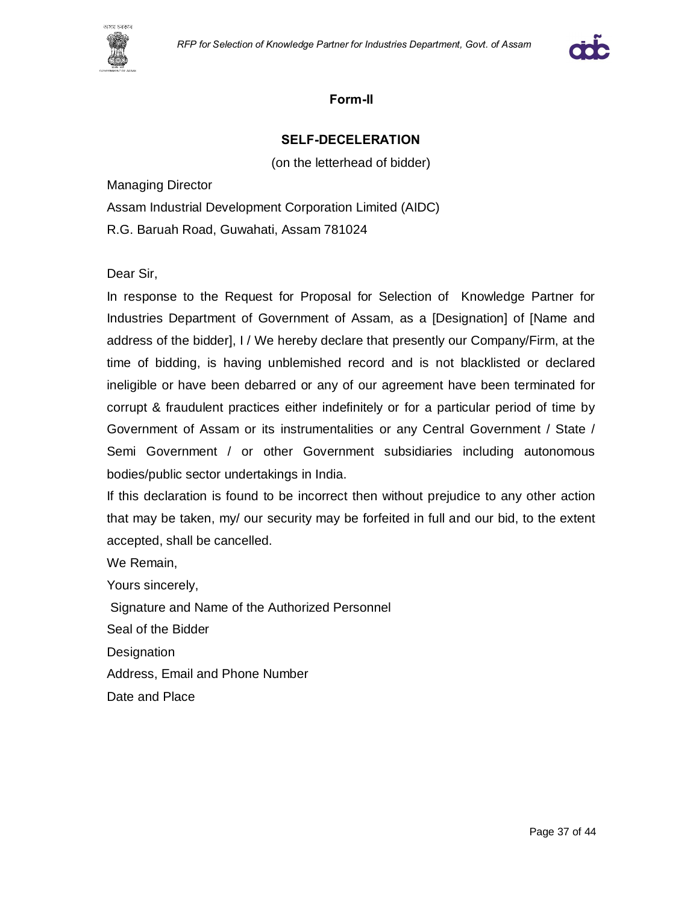**Form-II**

**SELF-DECELERATION**

(on the letterhead of bidder)

Managing Director

Assam Industrial Development Corporation Limited (AIDC)

R.G. Baruah Road, Guwahati, Assam 781024

Dear Sir,

In response to the Request for Proposal for Selection of Knowledge Partner for Industries Department of Government of Assam, as a [Designation] of [Name and address of the bidder], I / We hereby declare that presently our Company/Firm, at the time of bidding, is having unblemished record and is not blacklisted or declared ineligible or have been debarred or any of our agreement have been terminated for corrupt & fraudulent practices either indefinitely or for a particular period of time by Government of Assam or its instrumentalities or any Central Government / State / Semi Government / or other Government subsidiaries including autonomous bodies/public sector undertakings in India.

If this declaration is found to be incorrect then without prejudice to any other action that may be taken, my/ our security may be forfeited in full and our bid, to the extent accepted, shall be cancelled.

We Remain,

Yours sincerely,

Signature and Name of the Authorized Personnel

Seal of the Bidder

Designation

Address, Email and Phone Number

Date and Place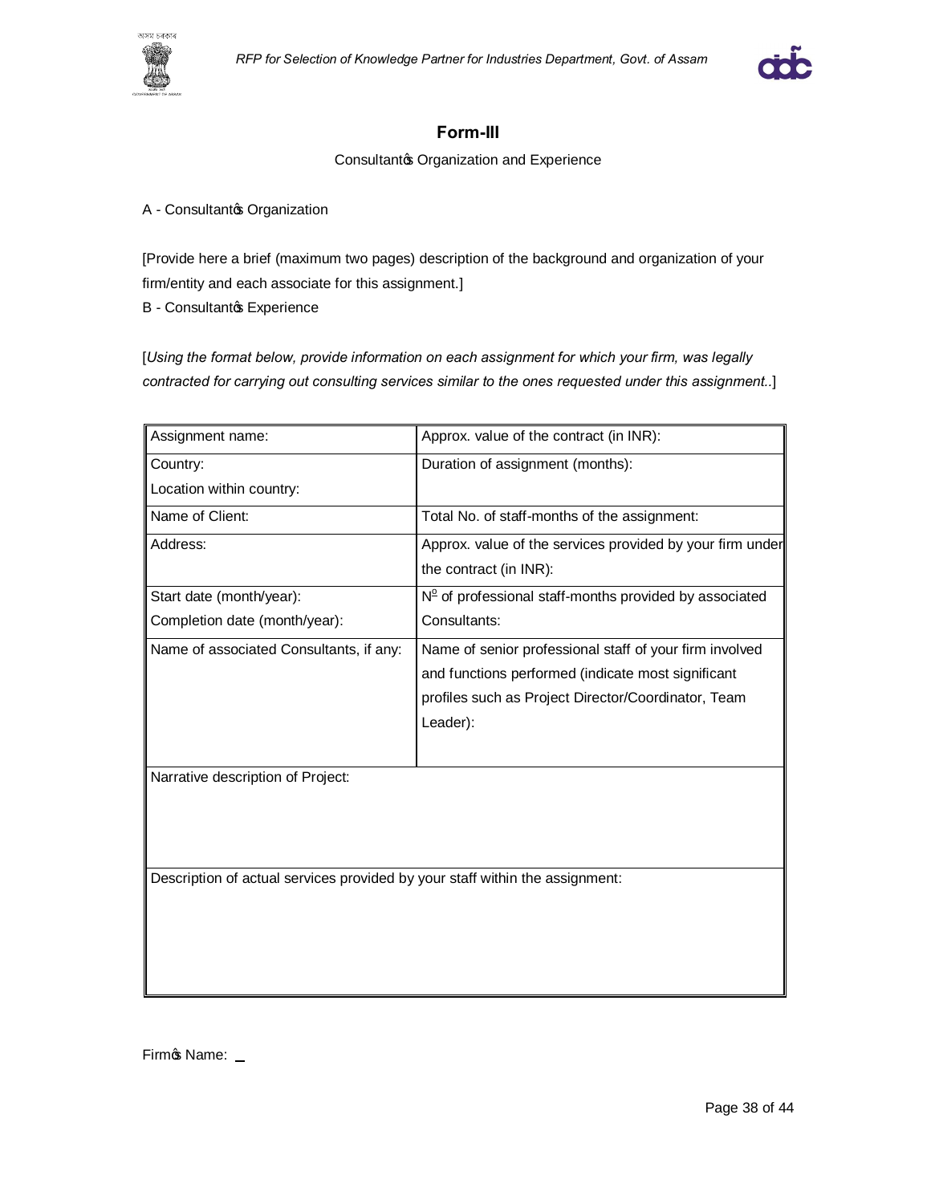# Form-III

Consultant's Organization and Experience

A - Consultant's Organization

[Provide here a brief (maximum two pages) description of the background and organization of your firm/entity and each associate for this assignment.]

B - Consultant's Experience

[*Using the format below, provide information on each assignment for which your firm, was legally contracted for carrying out consulting services similar to the ones requested under this assignment..*]

| Assignment name: | Approx. value of the contract (in INR): |
|---|---|
| Country:<br>Location within country: | Duration of assignment (months): |
| Name of Client: | Total No. of staff-months of the assignment: |
| Address: | Approx. value of the services provided by your firm under the contract (in INR): |
| Start date (month/year):<br>Completion date (month/year): | Nº of professional staff-months provided by associated Consultants: |
| Name of associated Consultants, if any: | Name of senior professional staff of your firm involved and functions performed (indicate most significant profiles such as Project Director/Coordinator, Team Leader): |
| Narrative description of Project: | |
| Description of actual services provided by your staff within the assignment: | |

Firm's Name: \_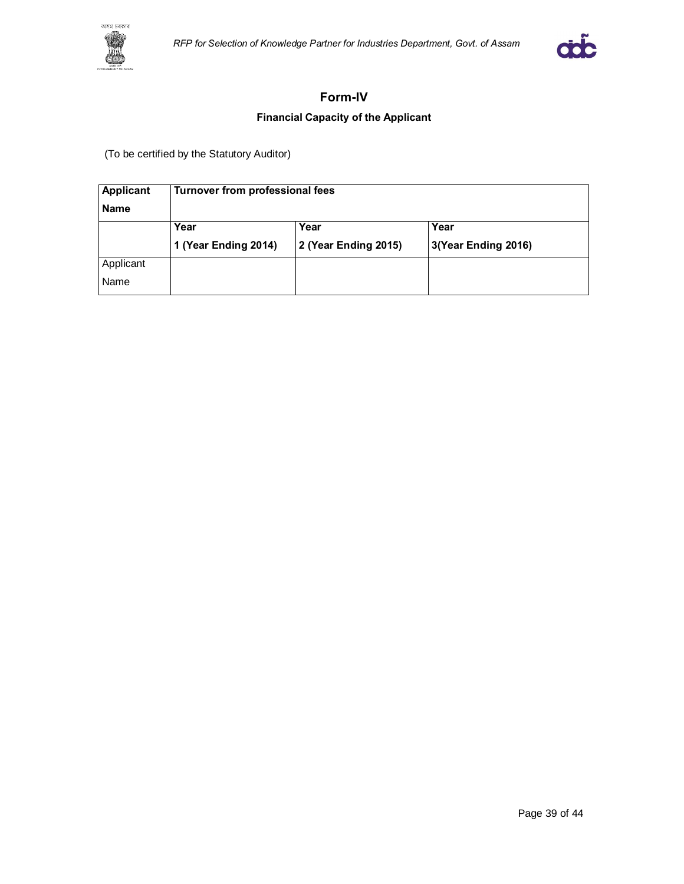## Form-IV

### Financial Capacity of the Applicant

(To be certified by the Statutory Auditor)

| **Applicant Name** | **Turnover from professional fees** | | |
|---|---|---|---|
| | **Year 1 (Year Ending 2014)** | **Year 2 (Year Ending 2015)** | **Year 3(Year Ending 2016)** |
| Applicant Name | | | |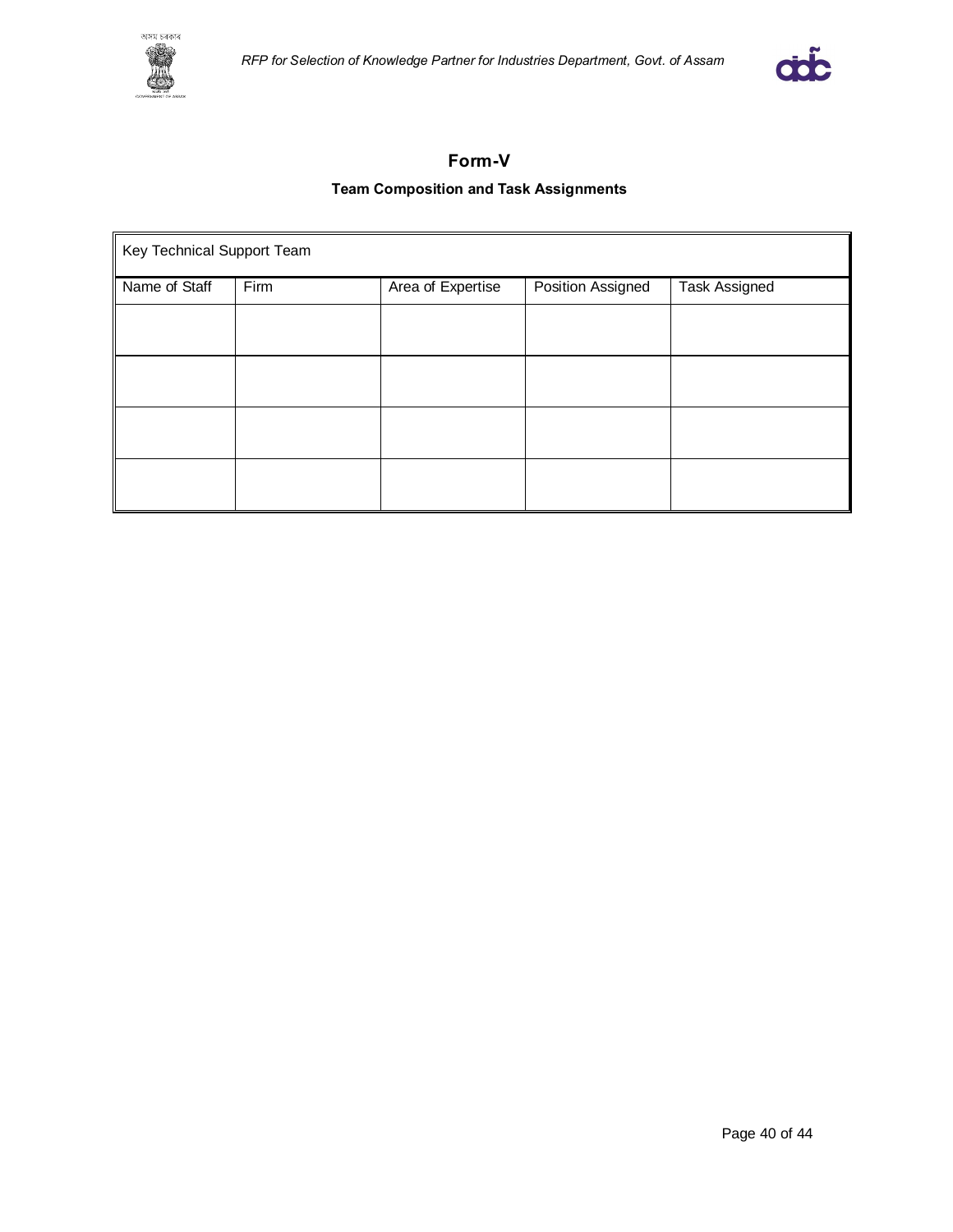# Form-V

### Team Composition and Task Assignments

| Key Technical Support Team | | | | |
|---|---|---|---|---|
| Name of Staff | Firm | Area of Expertise | Position Assigned | Task Assigned |
| | | | | |
| | | | | |
| | | | | |
| | | | | |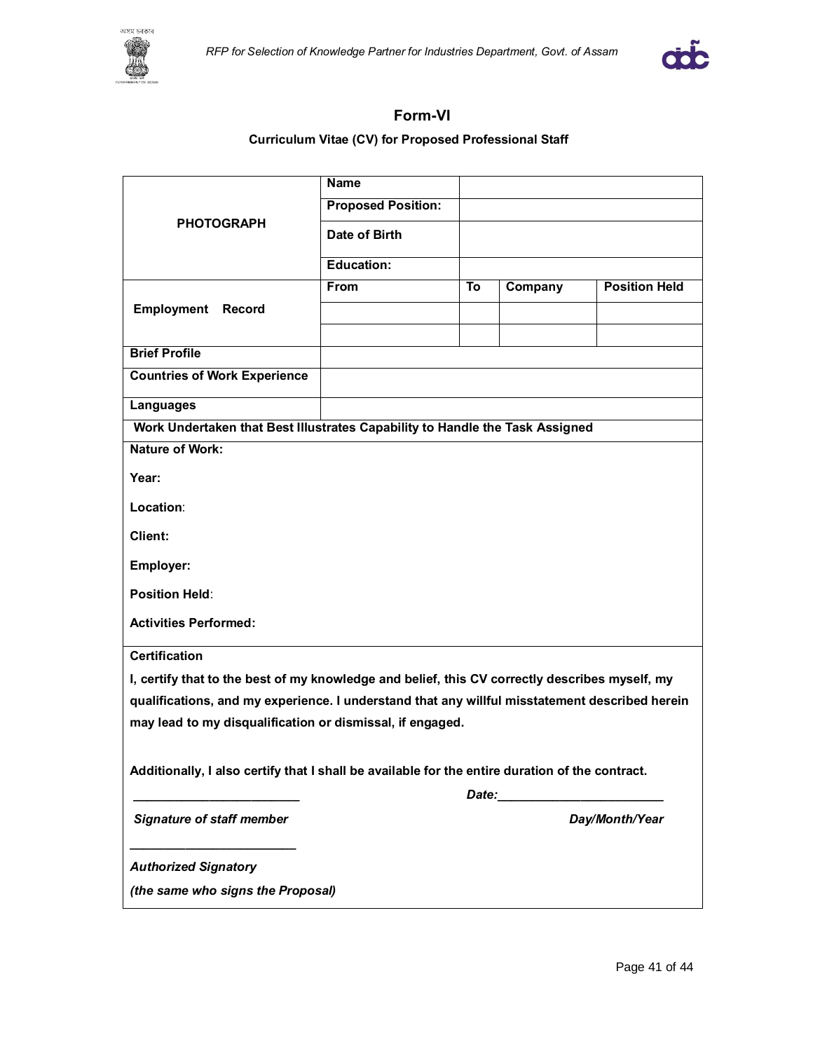## Form-VI

### Curriculum Vitae (CV) for Proposed Professional Staff

| PHOTOGRAPH | Name | | | |
|---|---|---|---|---|
| | Proposed Position: | | | |
| | Date of Birth | | | |
| | Education: | | | |
| Employment Record | From | To | Company | Position Held |
| | | | | |
| | | | | |
| Brief Profile | | | | |
| Countries of Work Experience | | | | |
| Languages | | | | |

**Work Undertaken that Best Illustrates Capability to Handle the Task Assigned**

**Nature of Work:**

**Year:**

**Location:**

**Client:**

**Employer:**

**Position Held:**

**Activities Performed:**

**Certification**

**I, certify that to the best of my knowledge and belief, this CV correctly describes myself, my qualifications, and my experience. I understand that any willful misstatement described herein may lead to my disqualification or dismissal, if engaged.**

**Additionally, I also certify that I shall be available for the entire duration of the contract.**

________________________ *Date:*________________________

***Signature of staff member*** ***Day/Month/Year***

________________________

***Authorized Signatory***

***(the same who signs the Proposal)***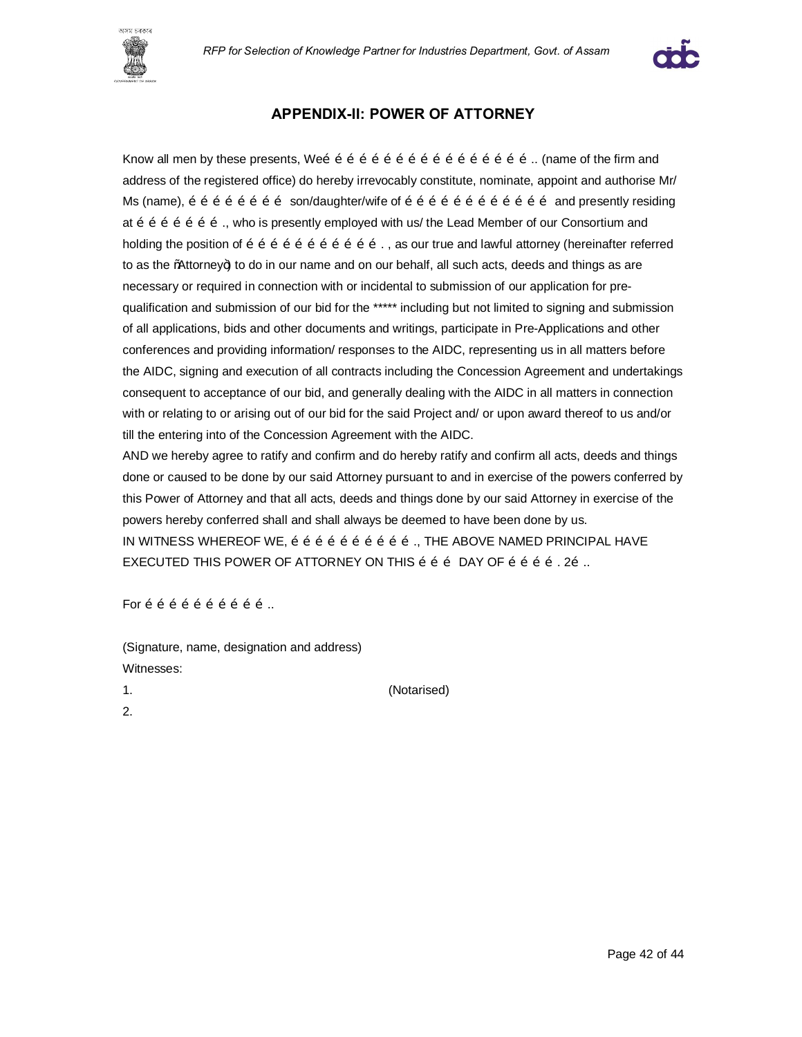## APPENDIX-II: POWER OF ATTORNEY

Know all men by these presents, Weé é é é é é é é é é é é é é é é é .. (name of the firm and address of the registered office) do hereby irrevocably constitute, nominate, appoint and authorise Mr/ Ms (name), é é é é é é é é son/daughter/wife of é é é é é é é é é é é é and presently residing at é é é é é é é ., who is presently employed with us/ the Lead Member of our Consortium and holding the position of é é é é é é é é é é é . , as our true and lawful attorney (hereinafter referred to as the õAttorneyö) to do in our name and on our behalf, all such acts, deeds and things as are necessary or required in connection with or incidental to submission of our application for pre-qualification and submission of our bid for the ***** including but not limited to signing and submission of all applications, bids and other documents and writings, participate in Pre-Applications and other conferences and providing information/ responses to the AIDC, representing us in all matters before the AIDC, signing and execution of all contracts including the Concession Agreement and undertakings consequent to acceptance of our bid, and generally dealing with the AIDC in all matters in connection with or relating to or arising out of our bid for the said Project and/ or upon award thereof to us and/or till the entering into of the Concession Agreement with the AIDC.

AND we hereby agree to ratify and confirm and do hereby ratify and confirm all acts, deeds and things done or caused to be done by our said Attorney pursuant to and in exercise of the powers conferred by this Power of Attorney and that all acts, deeds and things done by our said Attorney in exercise of the powers hereby conferred shall and shall always be deemed to have been done by us.

IN WITNESS WHEREOF WE, é é é é é é é é é é ., THE ABOVE NAMED PRINCIPAL HAVE EXECUTED THIS POWER OF ATTORNEY ON THIS é é é DAY OF é é é é . 2é ..

For é é é é é é é é é é ..

(Signature, name, designation and address)

Witnesses:

1. (Notarised)

2.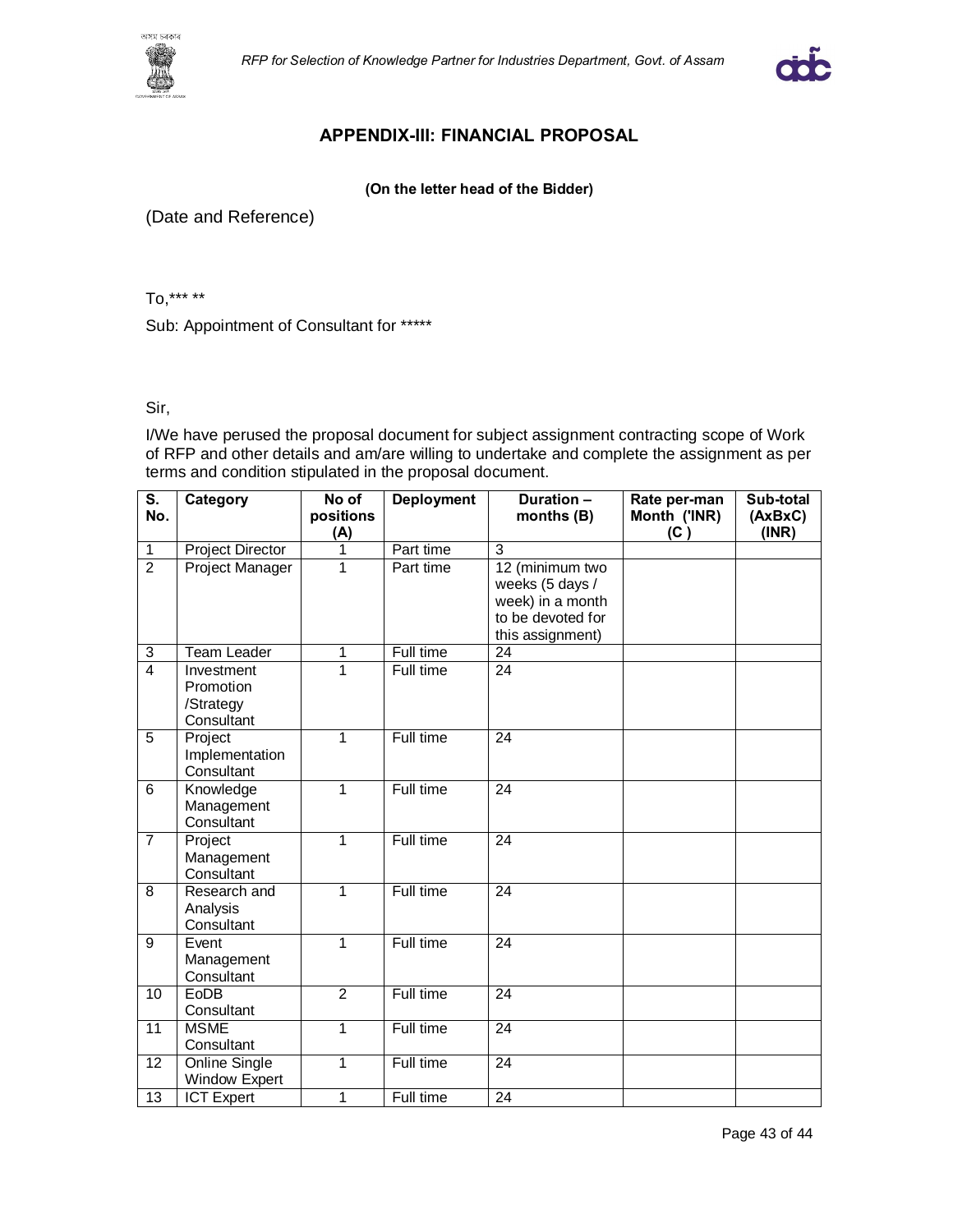## APPENDIX-III: FINANCIAL PROPOSAL

**(On the letter head of the Bidder)**

(Date and Reference)

To,*** **

Sub: Appointment of Consultant for *****

Sir,

I/We have perused the proposal document for subject assignment contracting scope of Work of RFP and other details and am/are willing to undertake and complete the assignment as per terms and condition stipulated in the proposal document.

| S. No. | Category | No of positions (A) | Deployment | Duration – months (B) | Rate per-man Month ('INR) (C ) | Sub-total (AxBxC) (INR) |
|---|---|---|---|---|---|---|
| 1 | Project Director | 1 | Part time | 3 | | |
| 2 | Project Manager | 1 | Part time | 12 (minimum two weeks (5 days / week) in a month to be devoted for this assignment) | | |
| 3 | Team Leader | 1 | Full time | 24 | | |
| 4 | Investment Promotion /Strategy Consultant | 1 | Full time | 24 | | |
| 5 | Project Implementation Consultant | 1 | Full time | 24 | | |
| 6 | Knowledge Management Consultant | 1 | Full time | 24 | | |
| 7 | Project Management Consultant | 1 | Full time | 24 | | |
| 8 | Research and Analysis Consultant | 1 | Full time | 24 | | |
| 9 | Event Management Consultant | 1 | Full time | 24 | | |
| 10 | EoDB Consultant | 2 | Full time | 24 | | |
| 11 | MSME Consultant | 1 | Full time | 24 | | |
| 12 | Online Single Window Expert | 1 | Full time | 24 | | |
| 13 | ICT Expert | 1 | Full time | 24 | | |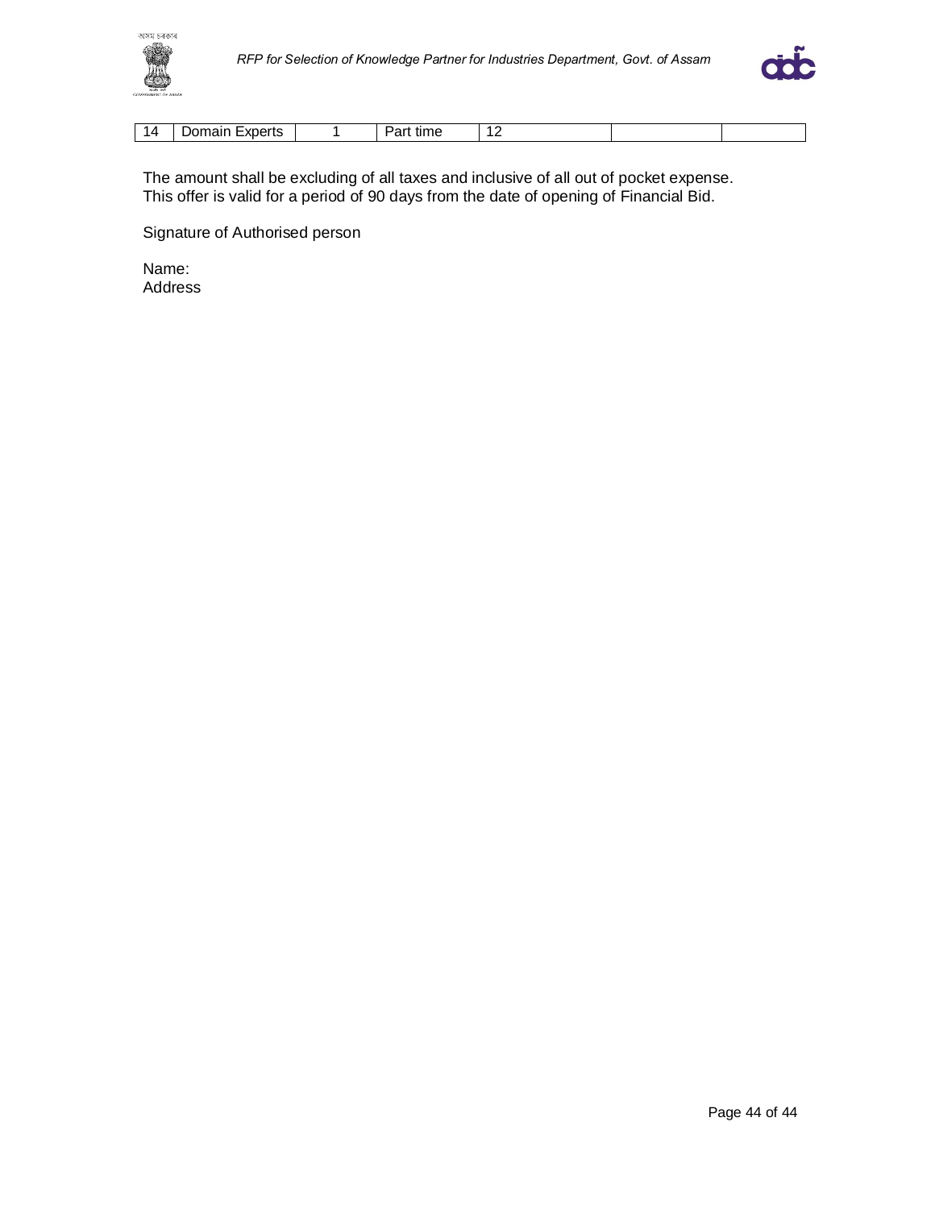| | | | | | | |
|---|---|---|---|---|---|---|
| 14 | Domain Experts | 1 | Part time | 12 | | |

The amount shall be excluding of all taxes and inclusive of all out of pocket expense.
This offer is valid for a period of 90 days from the date of opening of Financial Bid.

Signature of Authorised person

Name:
Address